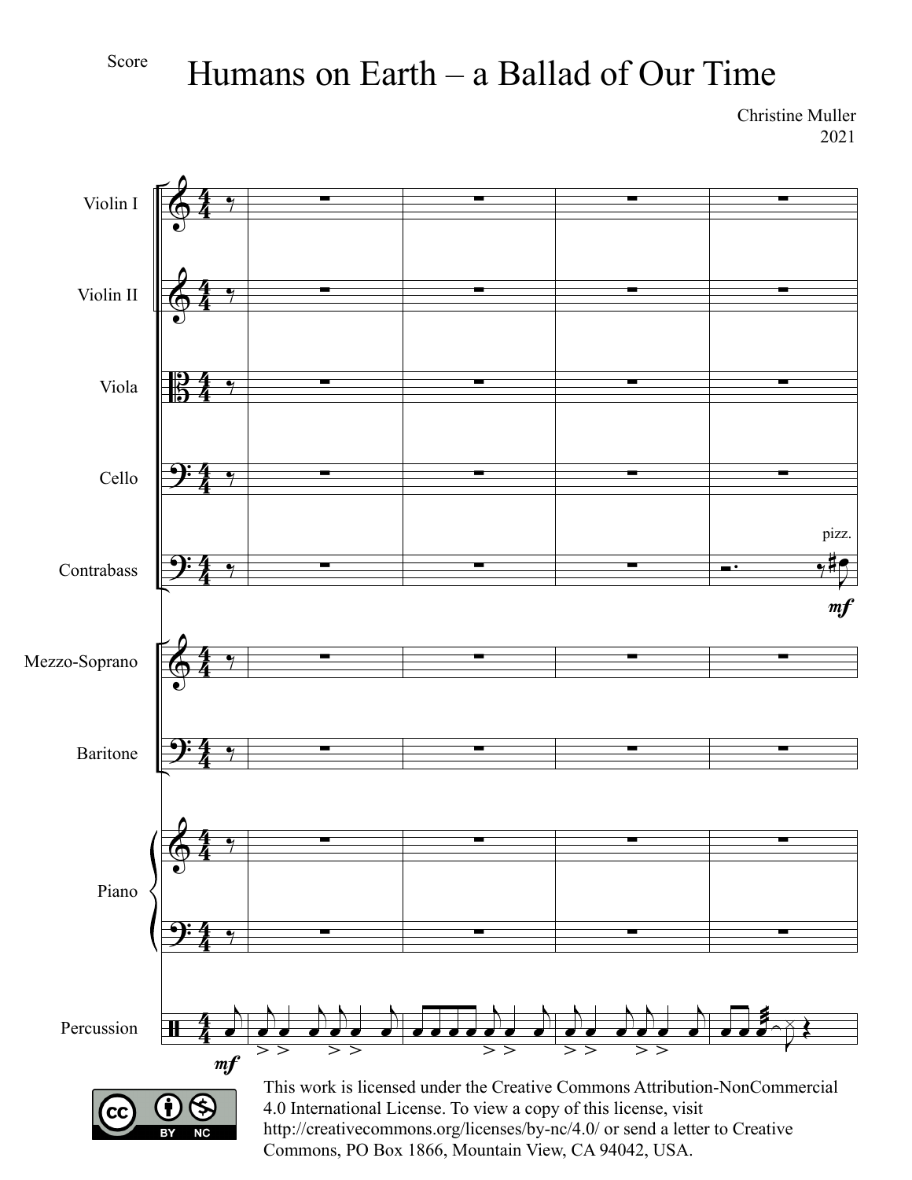# Humans on Earth – a Ballad of Our Time

Christine Muller
2021

This work is licensed under the Creative Commons Attribution-NonCommercial 4.0 International License. To view a copy of this license, visit http://creativecommons.org/licenses/by-nc/4.0/ or send a letter to Creative Commons, PO Box 1866, Mountain View, CA 94042, USA.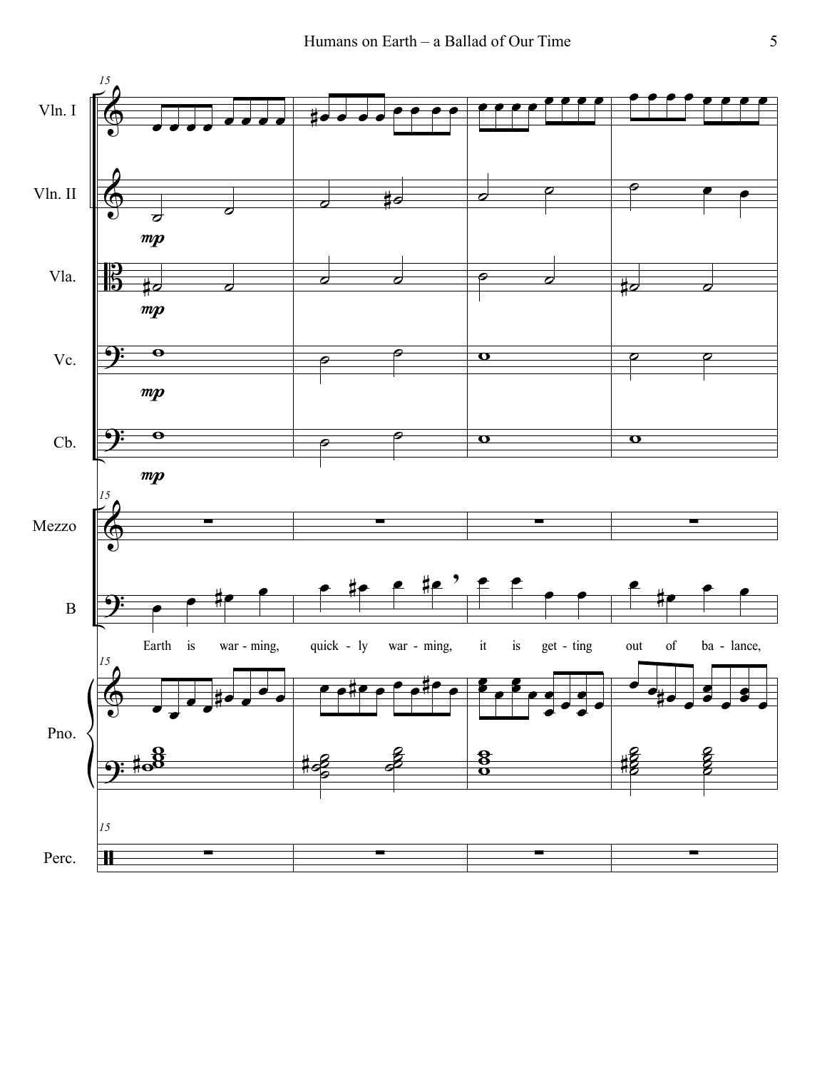Vln. I

Vln. II

Vla.

Vc.

Cb.

Mezzo

B

Earth is war - ming, quick - ly war - ming, it is get - ting out of ba - lance,

Pno.

Perc.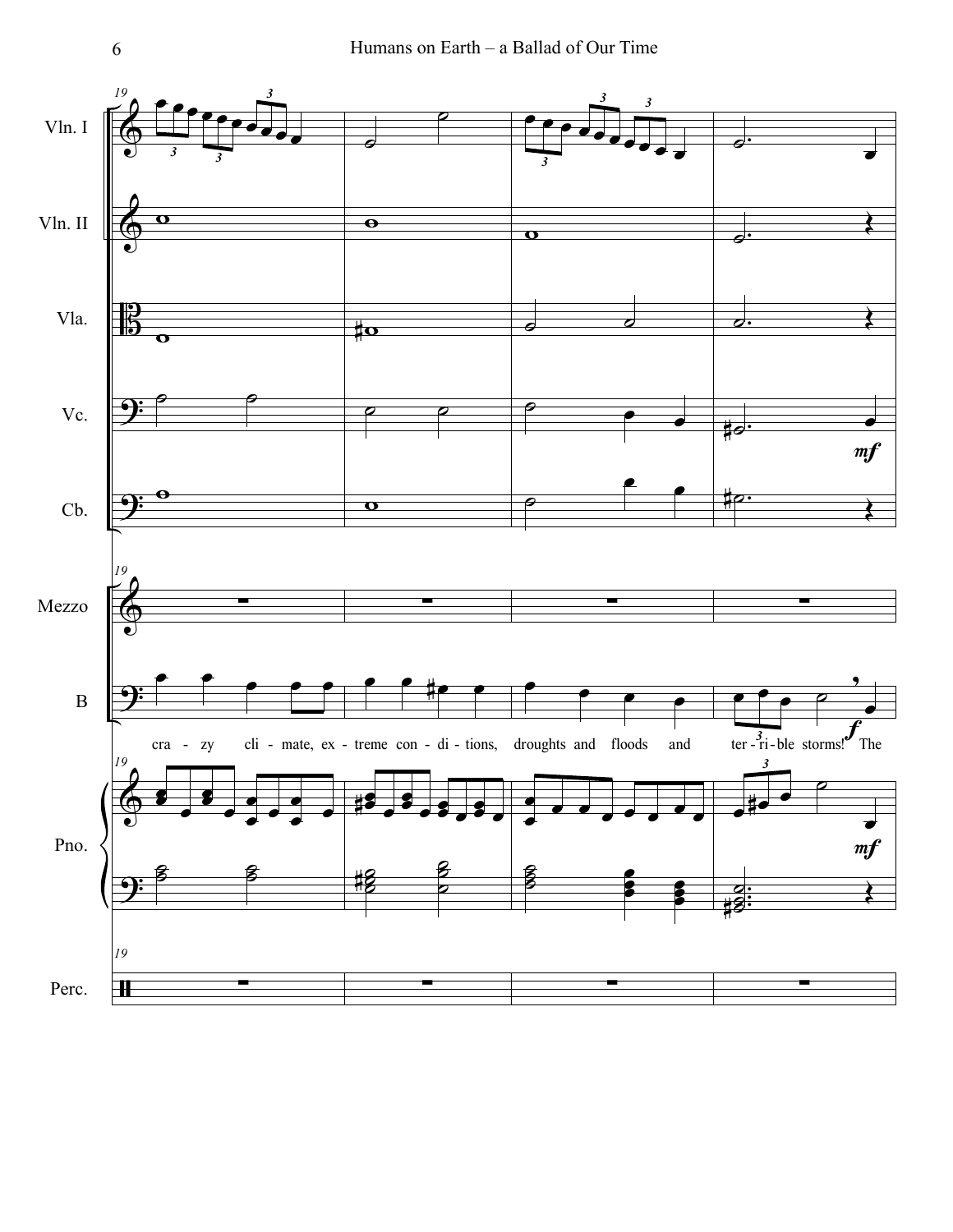Vln. I

Vln. II

Vla.

Vc.

Cb.

Mezzo

B

cra - zy cli - mate, ex - treme con - di - tions, droughts and floods and ter - ri - ble storms! The

Pno.

Perc.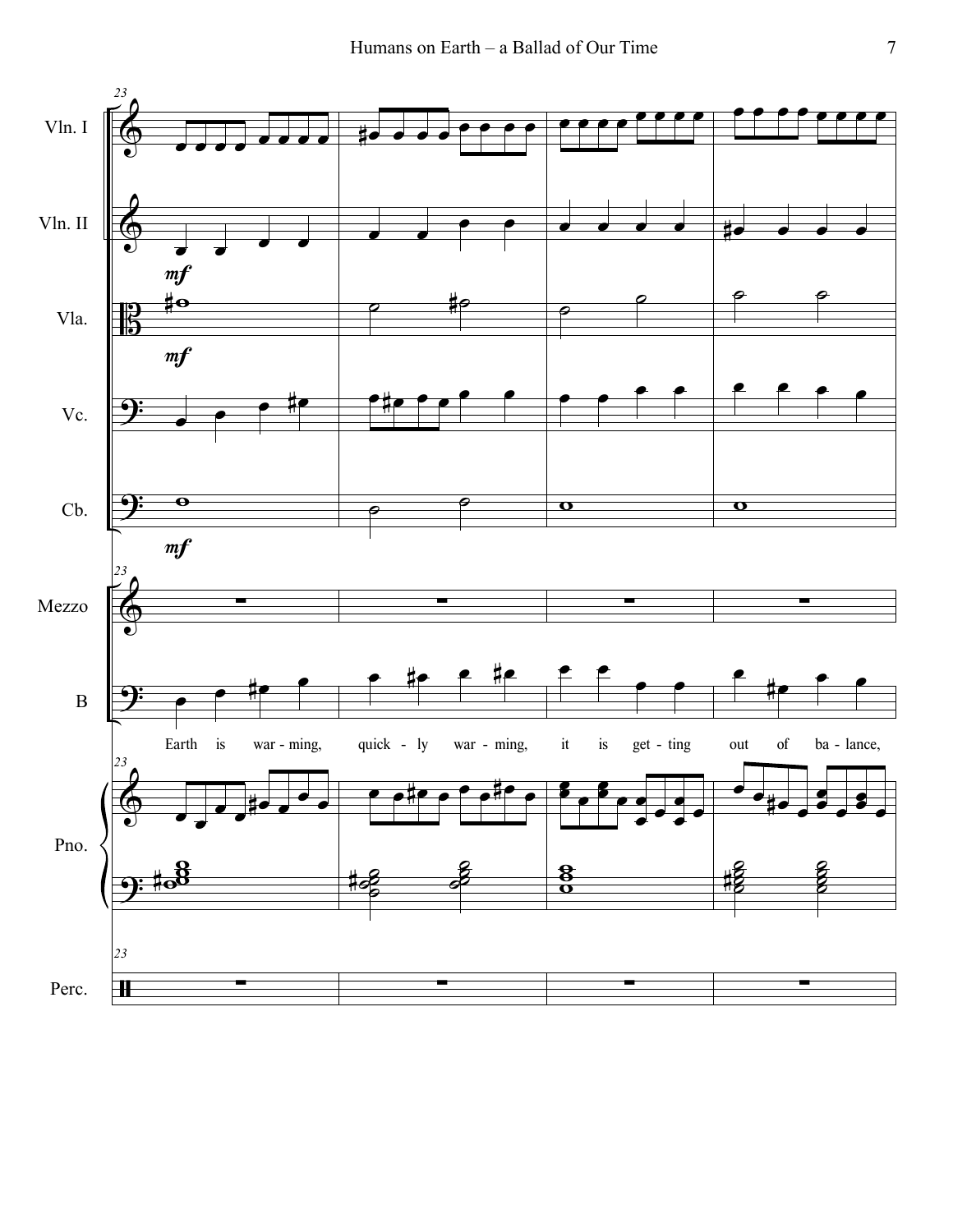Vln. I

Vln. II

Vla.

Vc.

Cb.

Mezzo

B

Earth is war - ming, quick - ly war - ming, it is get - ting out of ba - lance,

Pno.

Perc.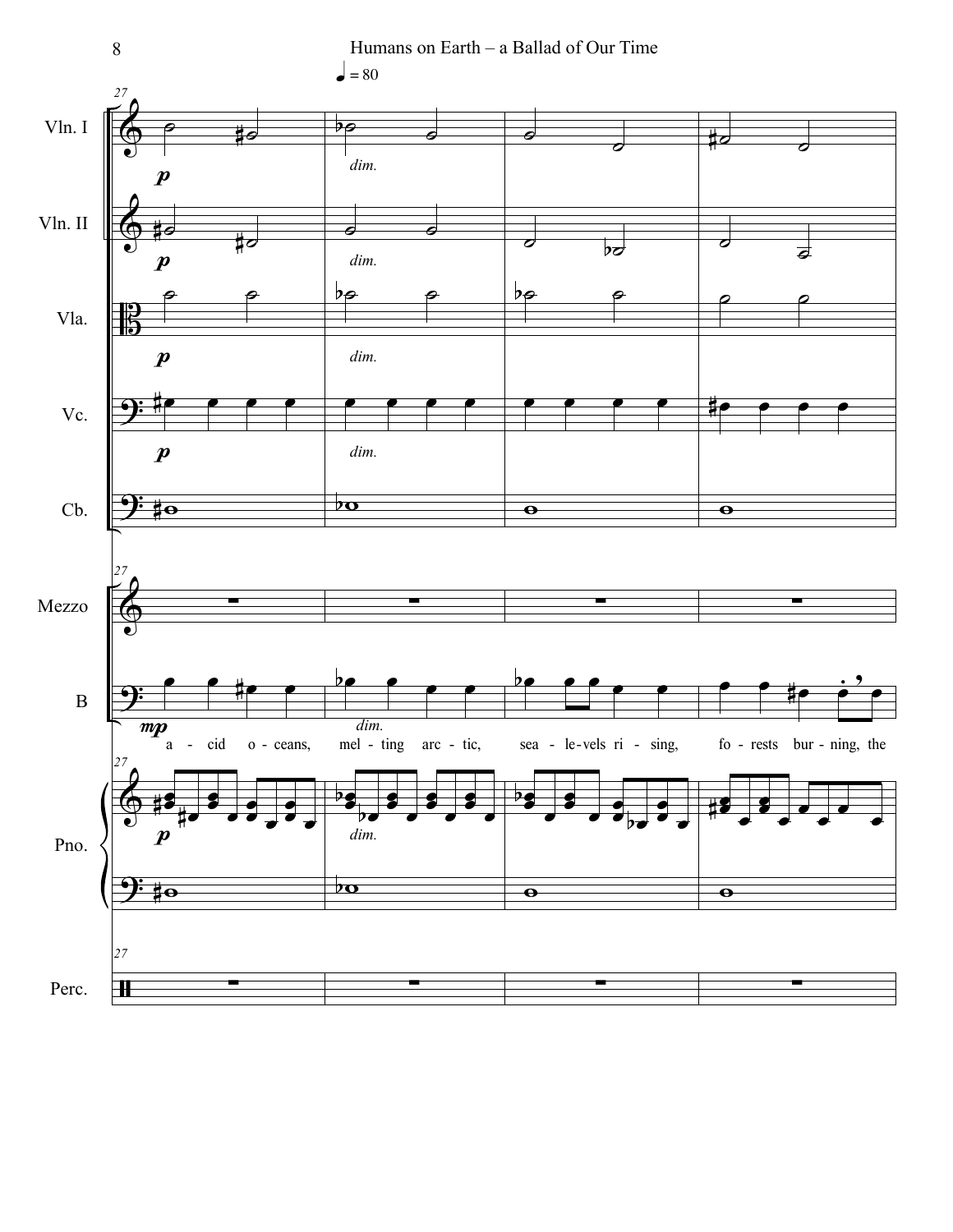♩ = 80

a - cid o - ceans, mel - ting arc - tic, sea - le - vels ri - sing, fo - rests bur - ning, the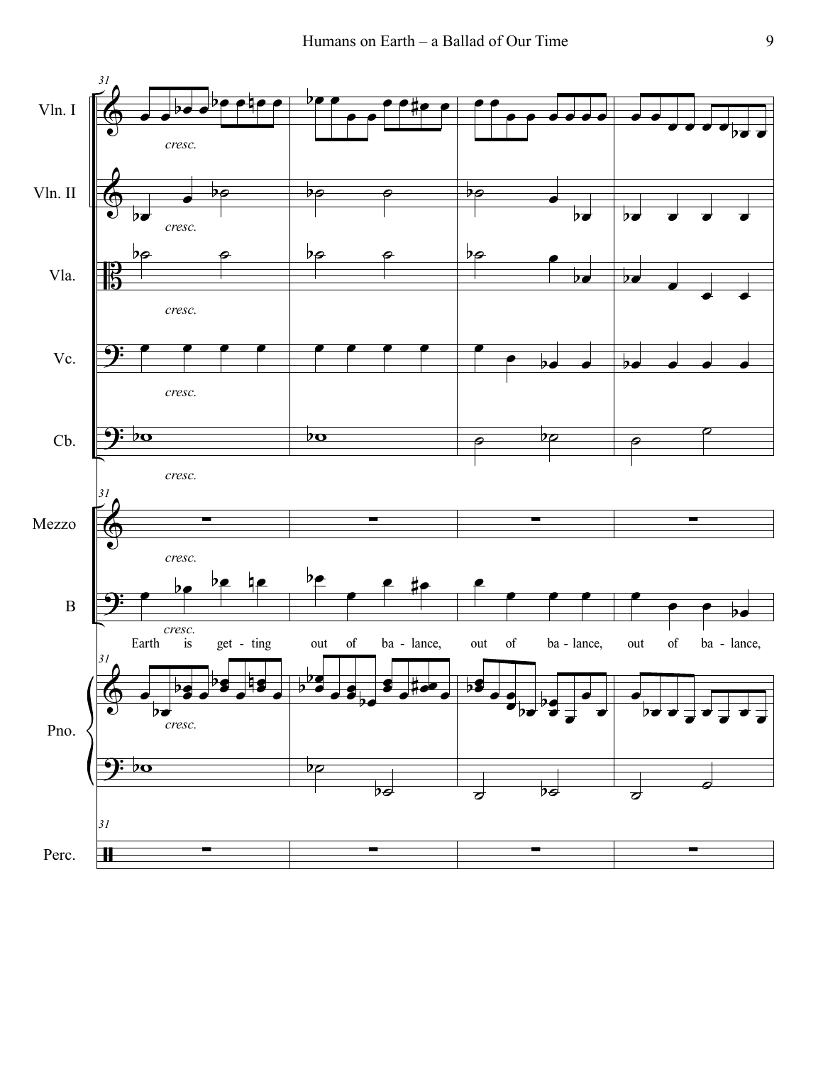Earth is get - ting out of ba - lance, out of ba - lance, out of ba - lance,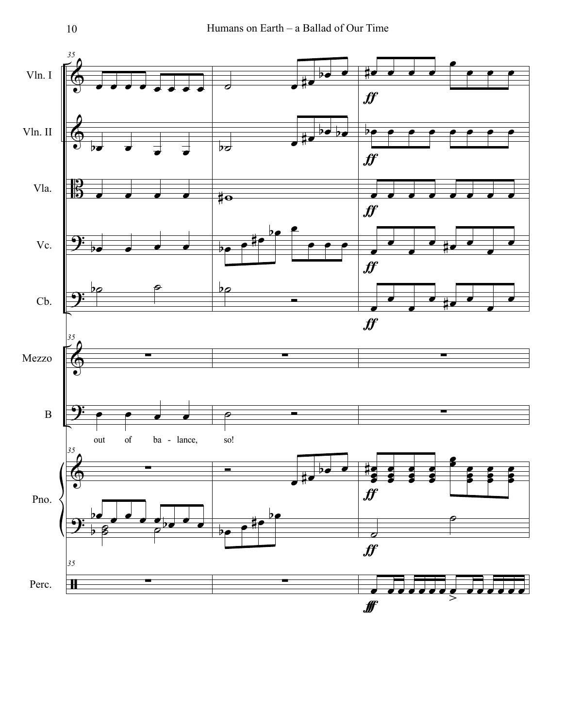Vln. I

Vln. II

Vla.

Vc.

Cb.

Mezzo

B

out of ba - lance, so!

Pno.

Perc.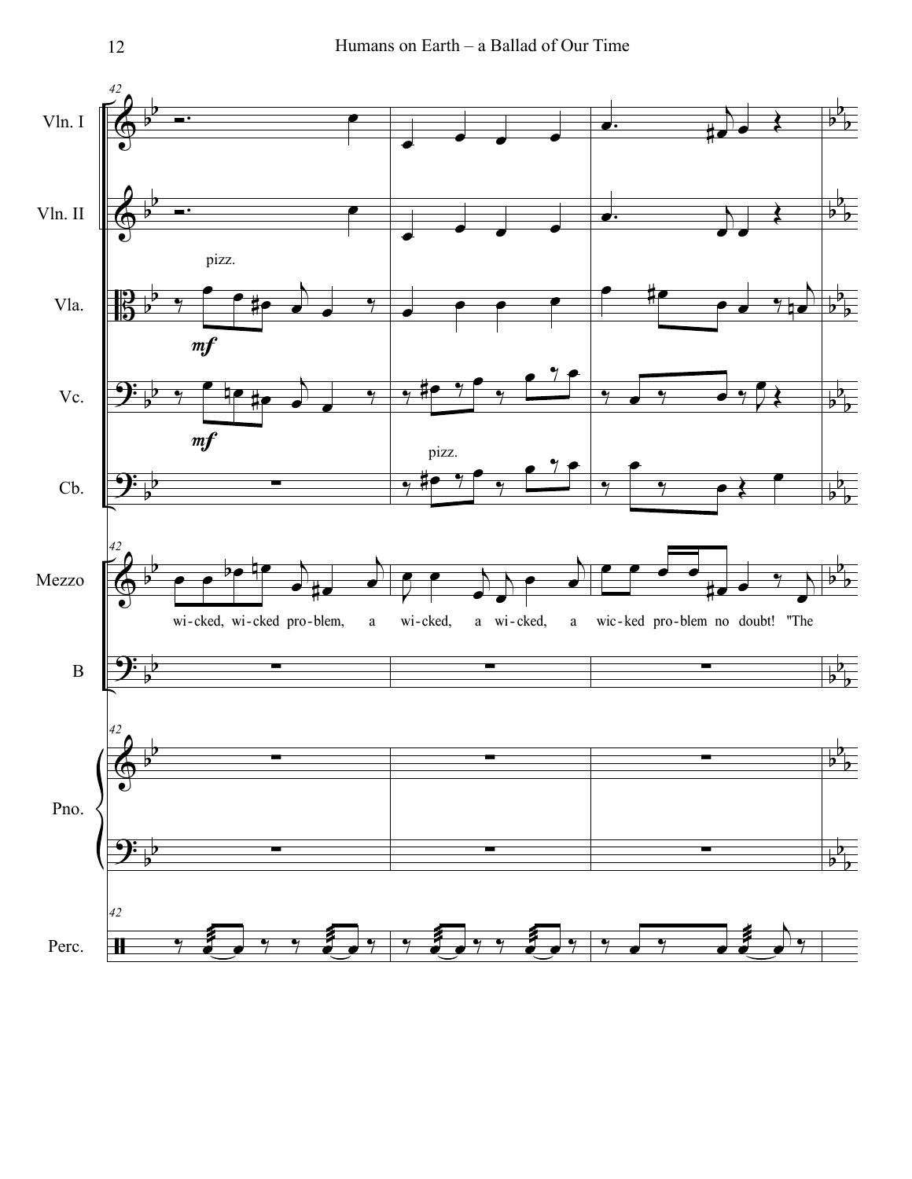wi-cked, wi-cked pro-blem, a wi-cked, a wi-cked, a wic-ked pro-blem no doubt! "The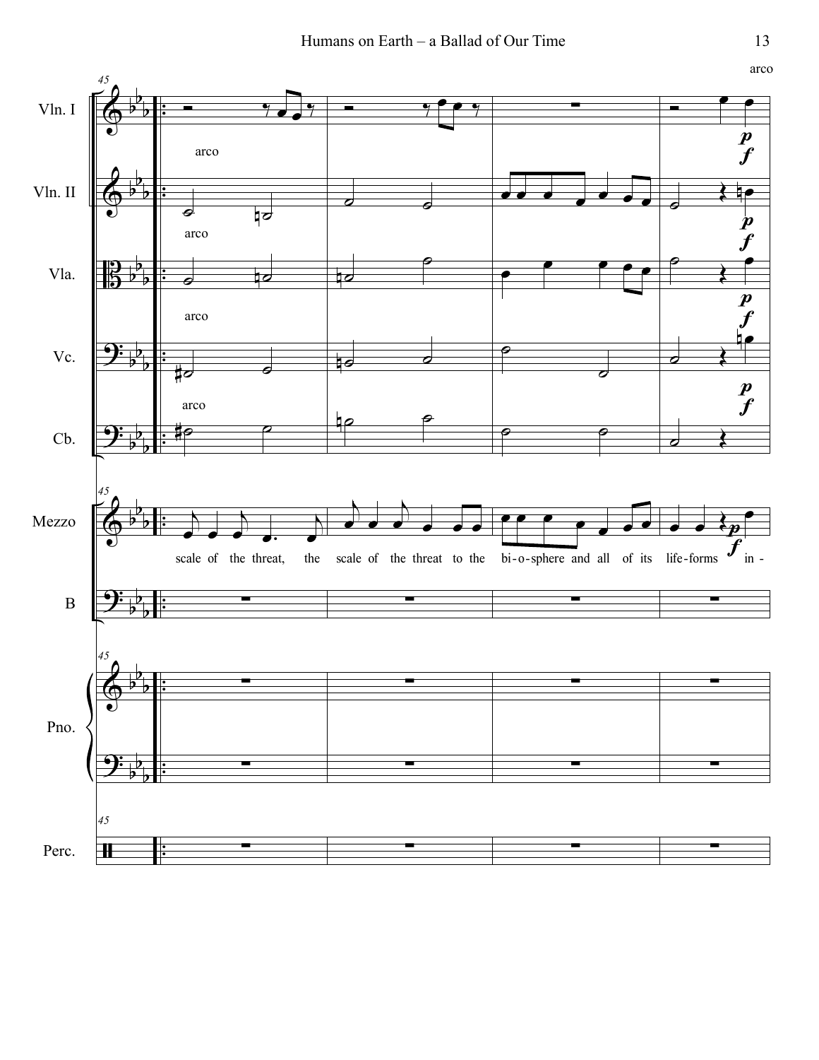arco

Vln. I

arco

Vln. II

arco

Vla.

arco

Vc.

arco

Cb.

Mezzo

scale of the threat, the scale of the threat to the bi-o-sphere and all of its life-forms in -

B

Pno.

Perc.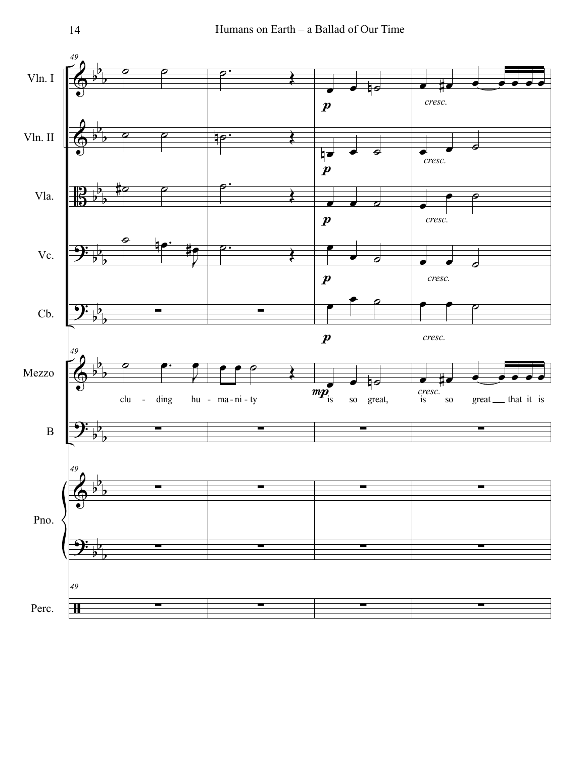clu - ding hu - ma - ni - ty is so great, is so great that it is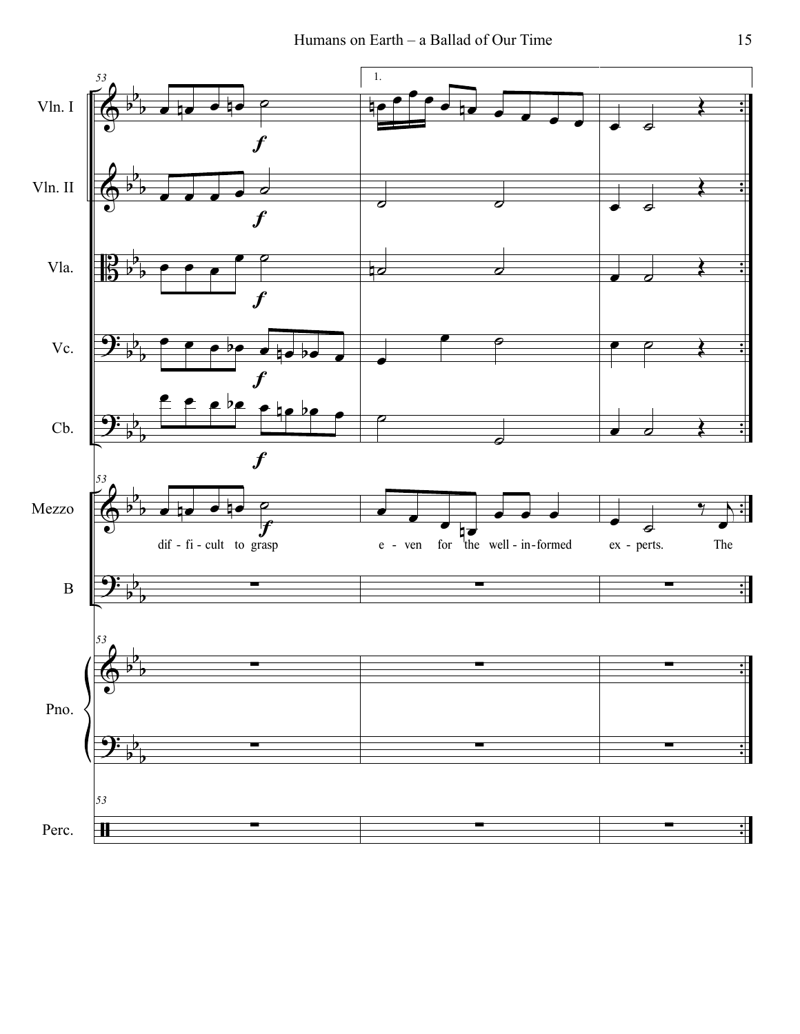Vln. I

Vln. II

Vla.

Vc.

Cb.

Mezzo

dif - fi - cult to grasp e - ven for the well - in - formed ex - perts. The

B

Pno.

Perc.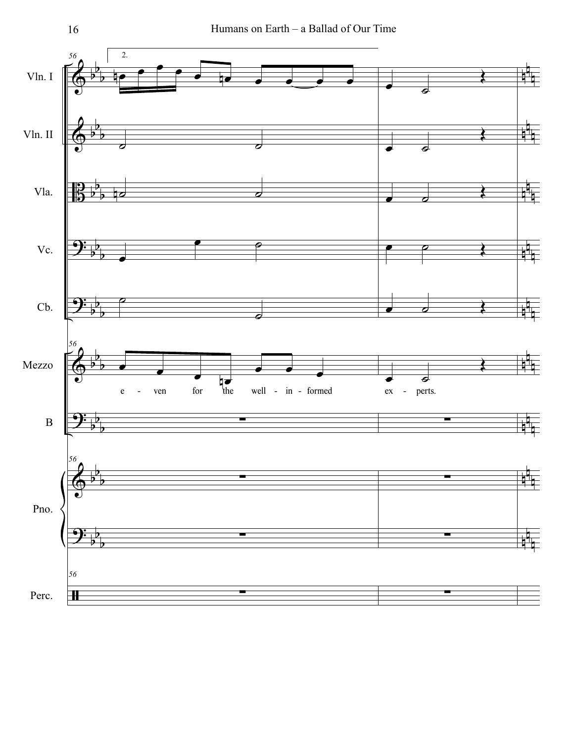Vln. I

Vln. II

Vla.

Vc.

Cb.

Mezzo

e - ven for the well - in - formed ex - perts.

B

Pno.

Perc.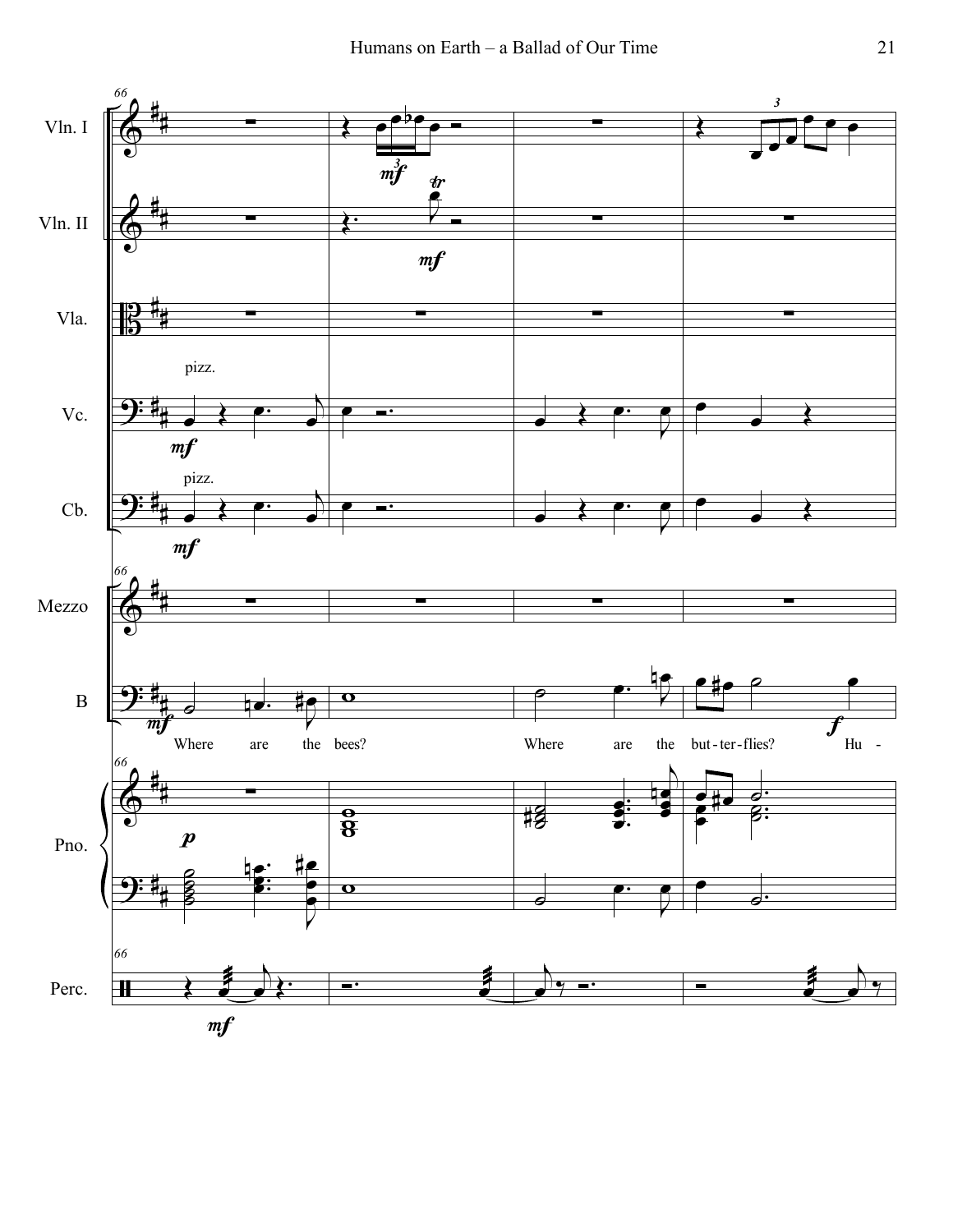Where are the bees? Where are the but-ter-flies? Hu -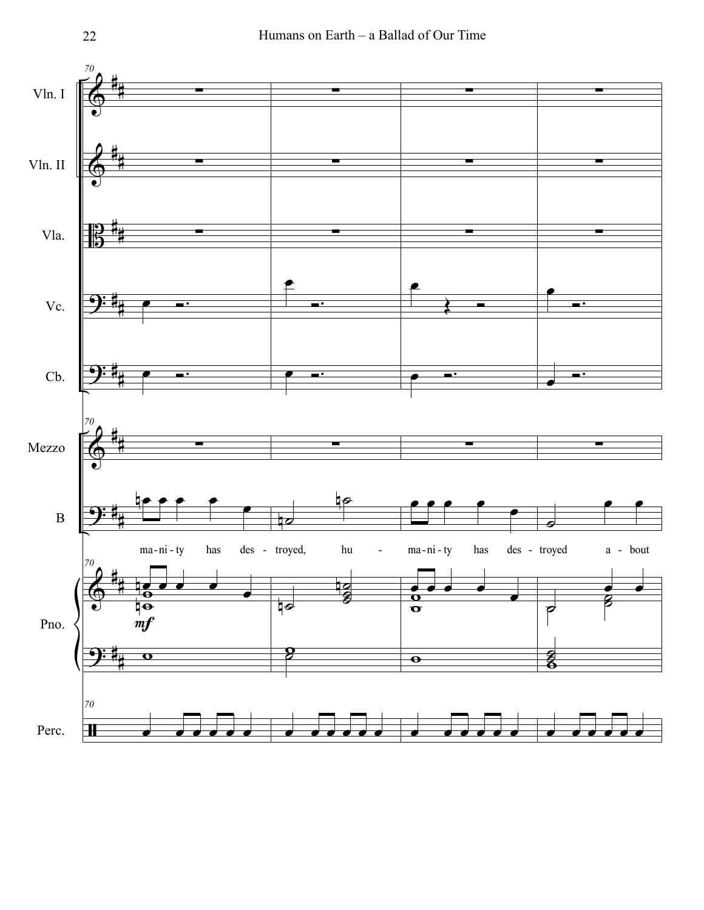ma-ni-ty has des - troyed, hu - ma-ni-ty has des - troyed a - bout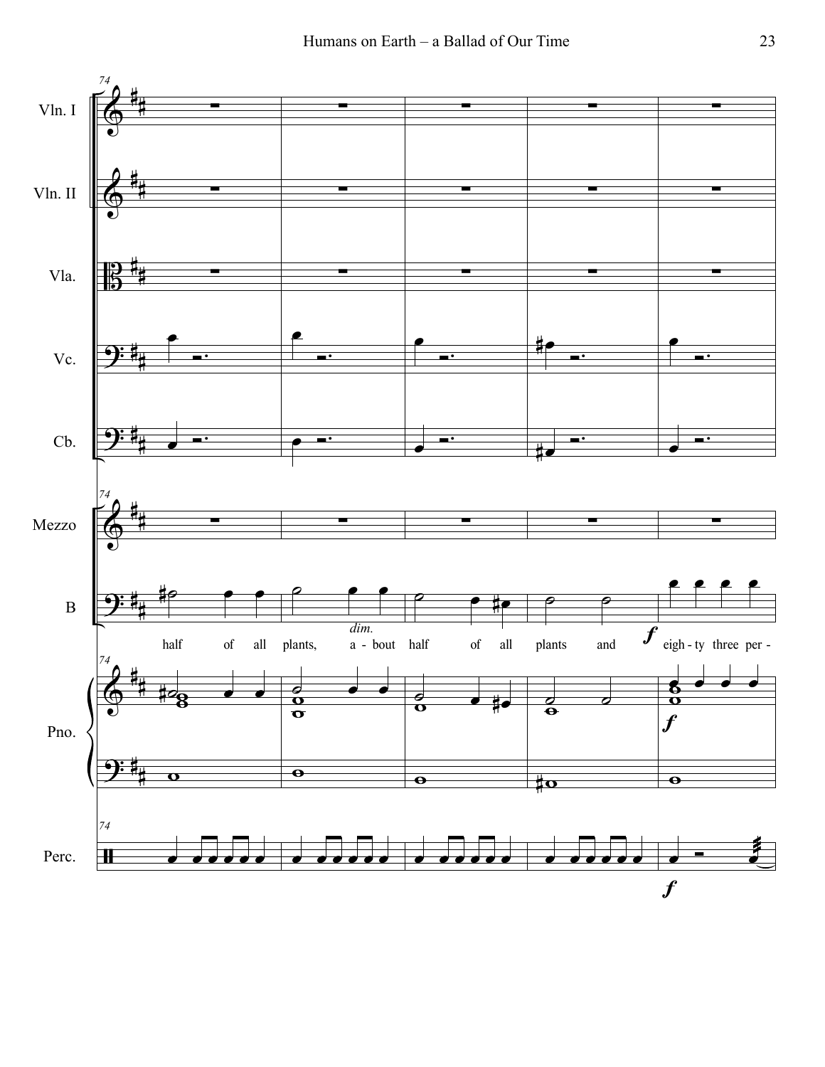Vln. I

Vln. II

Vla.

Vc.

Cb.

Mezzo

B

half of all plants, a - bout half of all plants and eigh - ty three per -

*dim.* *f*

Pno.

*f*

Perc.

*f*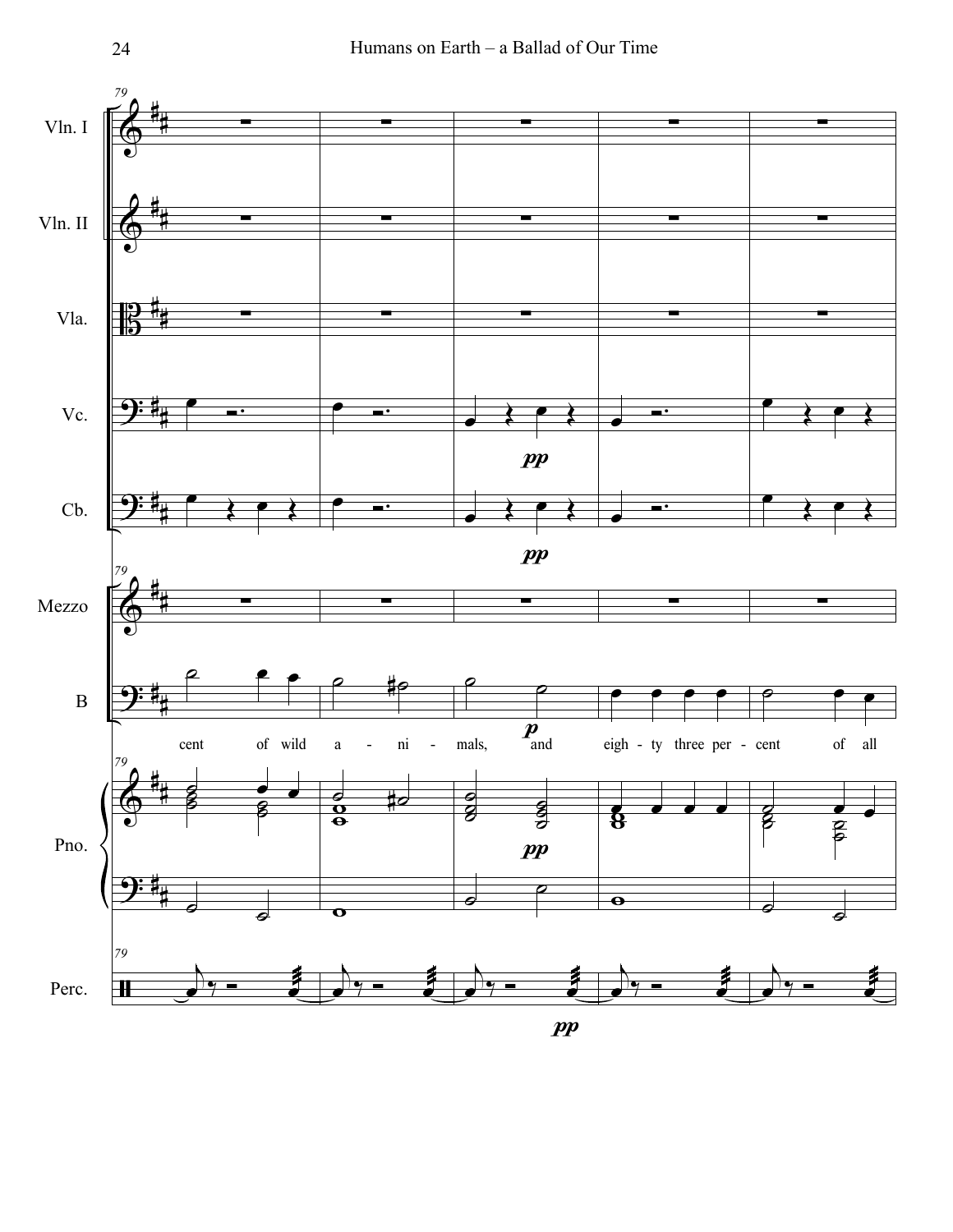cent of wild a - ni - mals, and eigh - ty three per - cent of all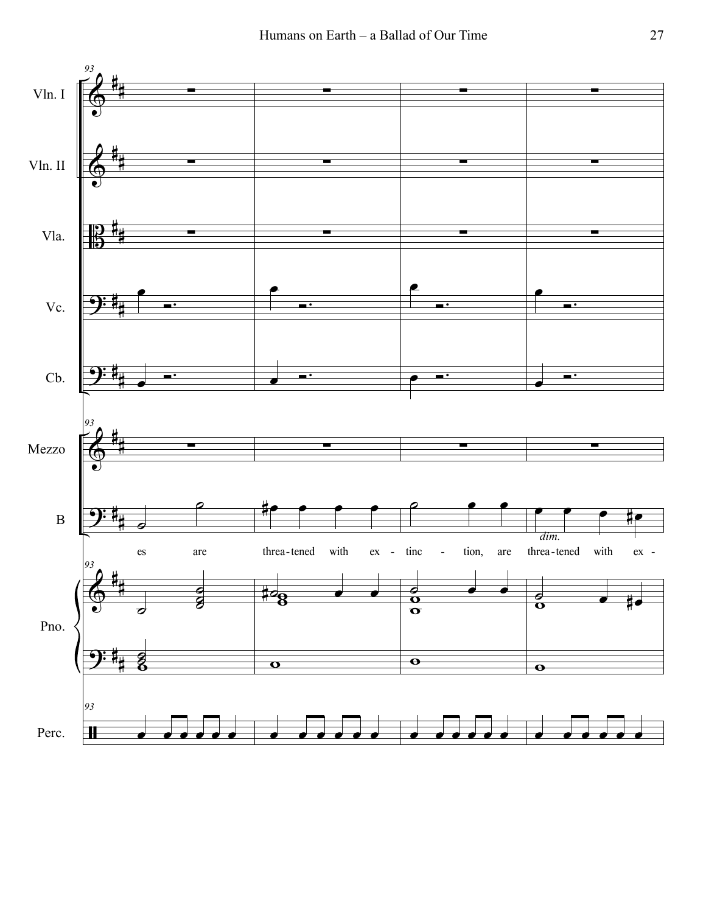93

Vln. I

Vln. II

Vla.

Vc.

Cb.

Mezzo

B

*dim.*

es are threa-tened with ex - tinc - tion, are threa-tened with ex -

Pno.

Perc.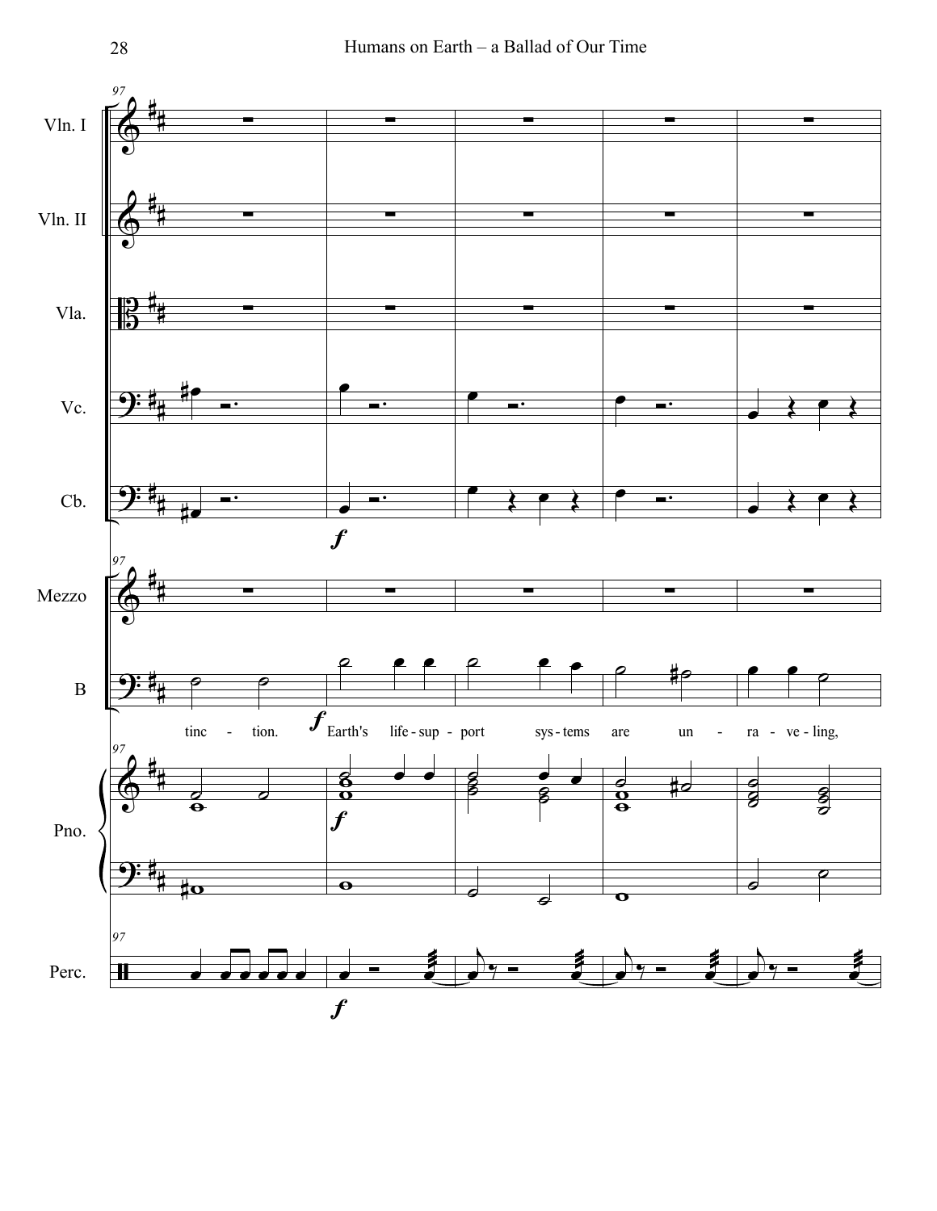Vln. I

Vln. II

Vla.

Vc.

Cb.

Mezzo

B

tinc - tion. Earth's life - sup - port sys - tems are un - ra - ve - ling,

Pno.

Perc.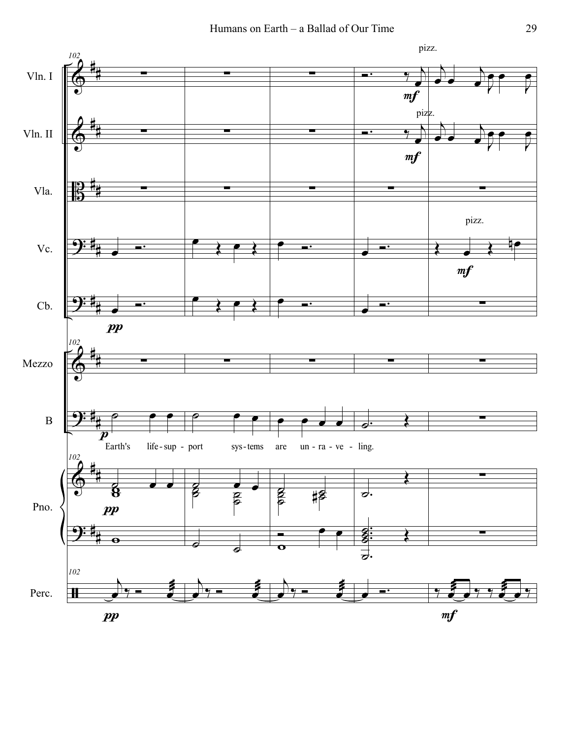Earth's life-support systems are un-ra-ve-ling.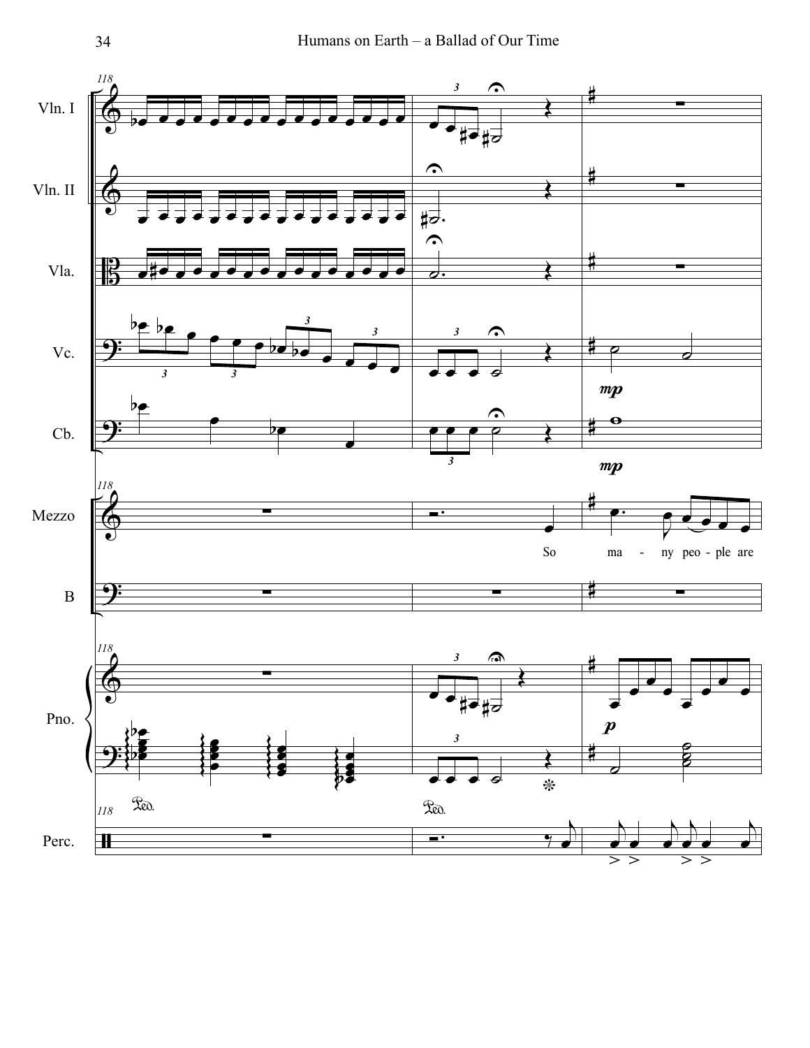118

Vln. I

Vln. II

Vla.

Vc.

Cb.

Mezzo

B

Pno.

Perc.

*mp*

*mp*

So ma - ny peo - ple are

*p*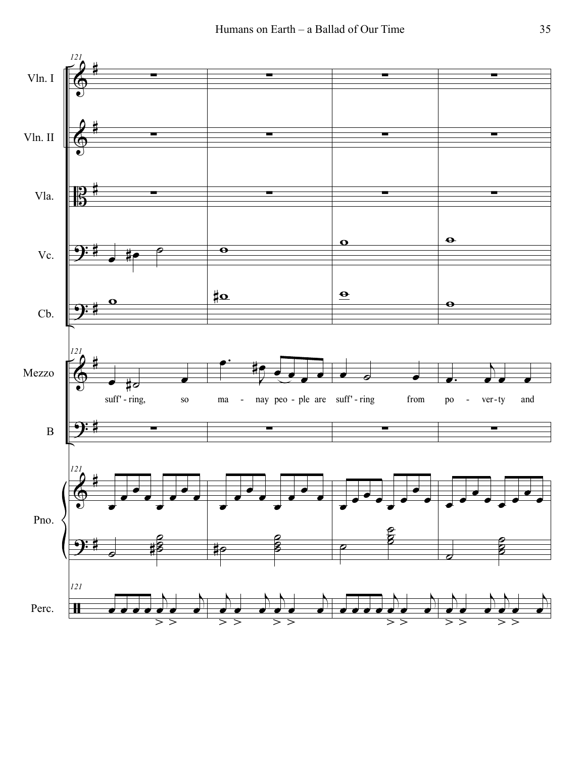121

Vln. I

Vln. II

Vla.

Vc.

Cb.

Mezzo

suff' - ring, so ma - nay peo - ple are suff' - ring from po - ver - ty and

B

Pno.

Perc.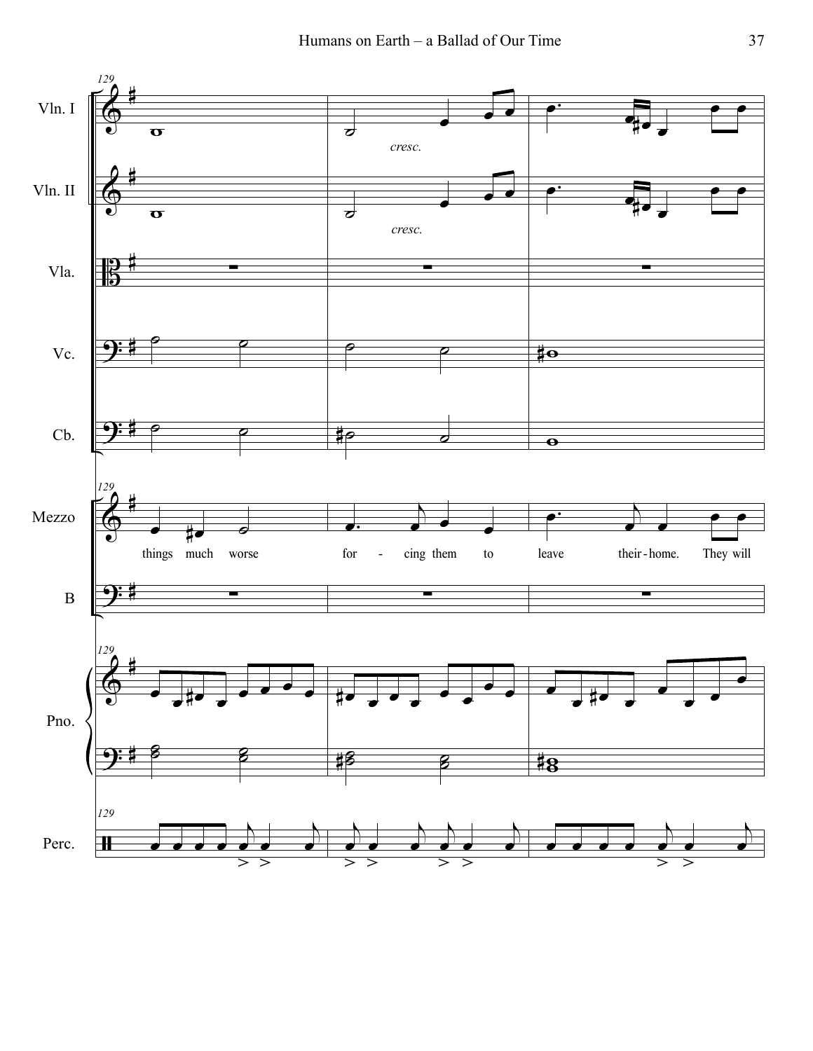129

Vln. I — *cresc.*

Vln. II — *cresc.*

Vla.

Vc.

Cb.

Mezzo: things much worse for - cing them to leave their - home. They will

B

Pno.

Perc.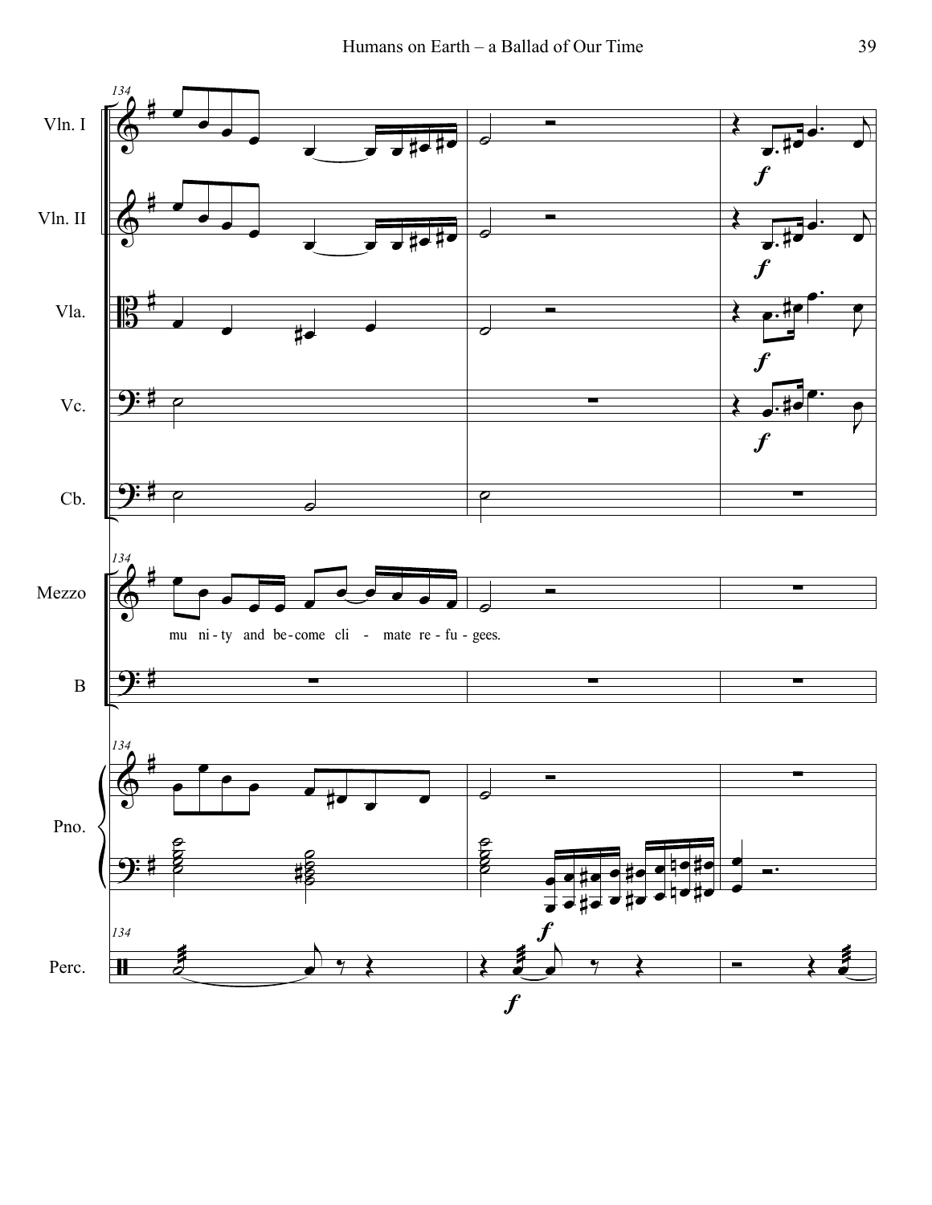134

Vln. I

Vln. II

Vla.

Vc.

Cb.

Mezzo

mu ni - ty and be - come cli - mate re - fu - gees.

B

Pno.

Perc.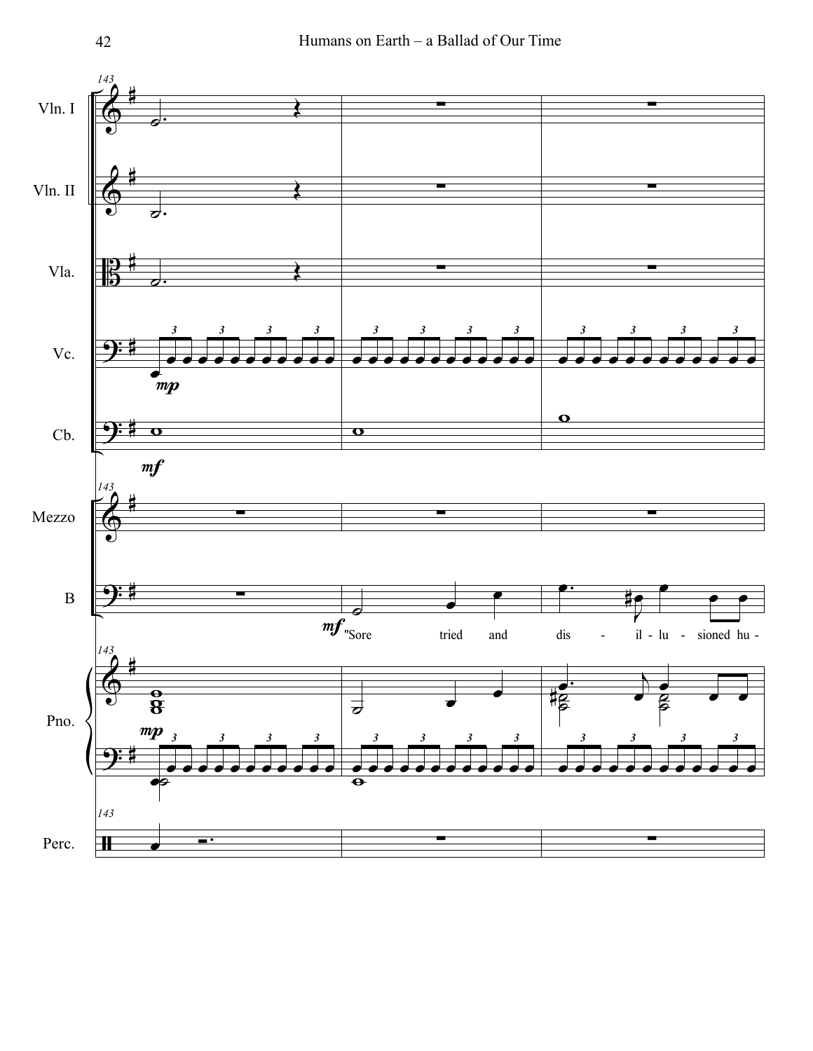Vln. I

Vln. II

Vla.

Vc.

Cb.

Mezzo

B

"Sore tried and dis - il - lu - sioned hu -

Pno.

Perc.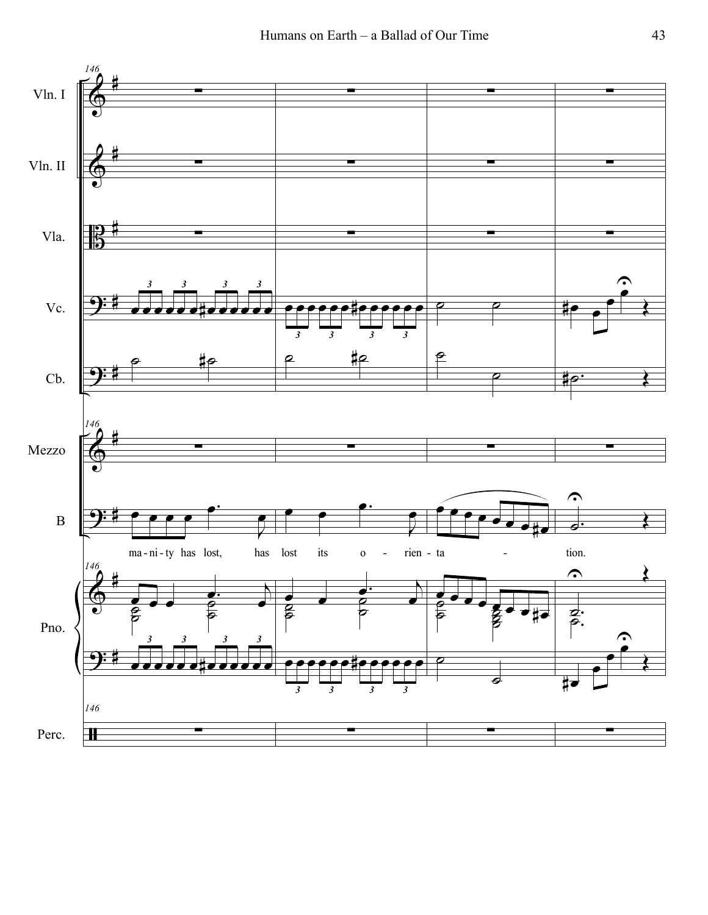146

Vln. I

Vln. II

Vla.

Vc.

Cb.

Mezzo

B

ma - ni - ty has lost, has lost its o - rien - ta - tion.

Pno.

Perc.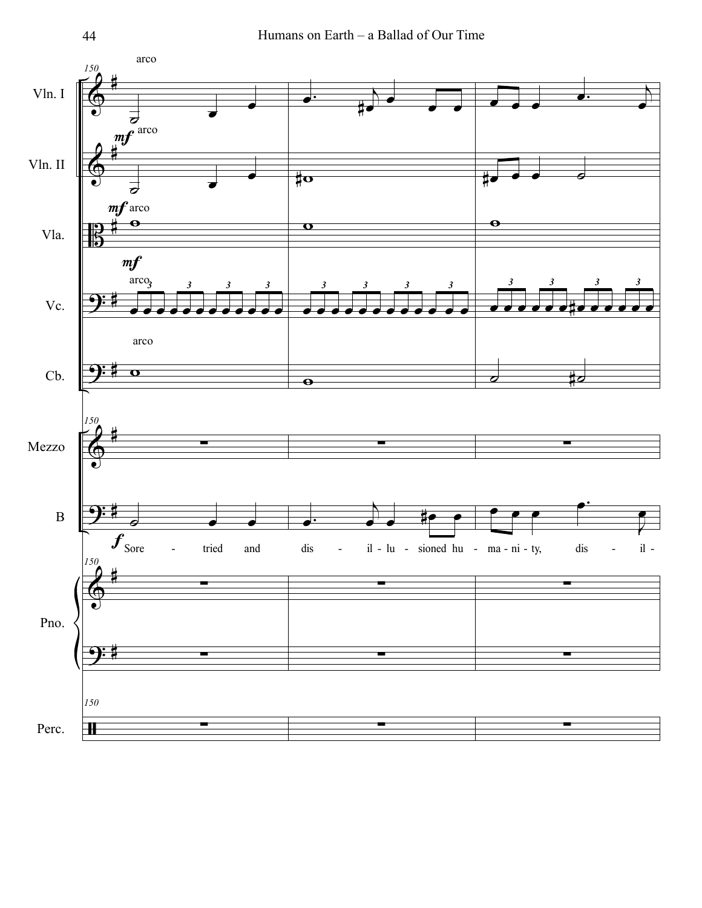Sore - tried and dis - il - lu - sioned hu - ma - ni - ty, dis - il -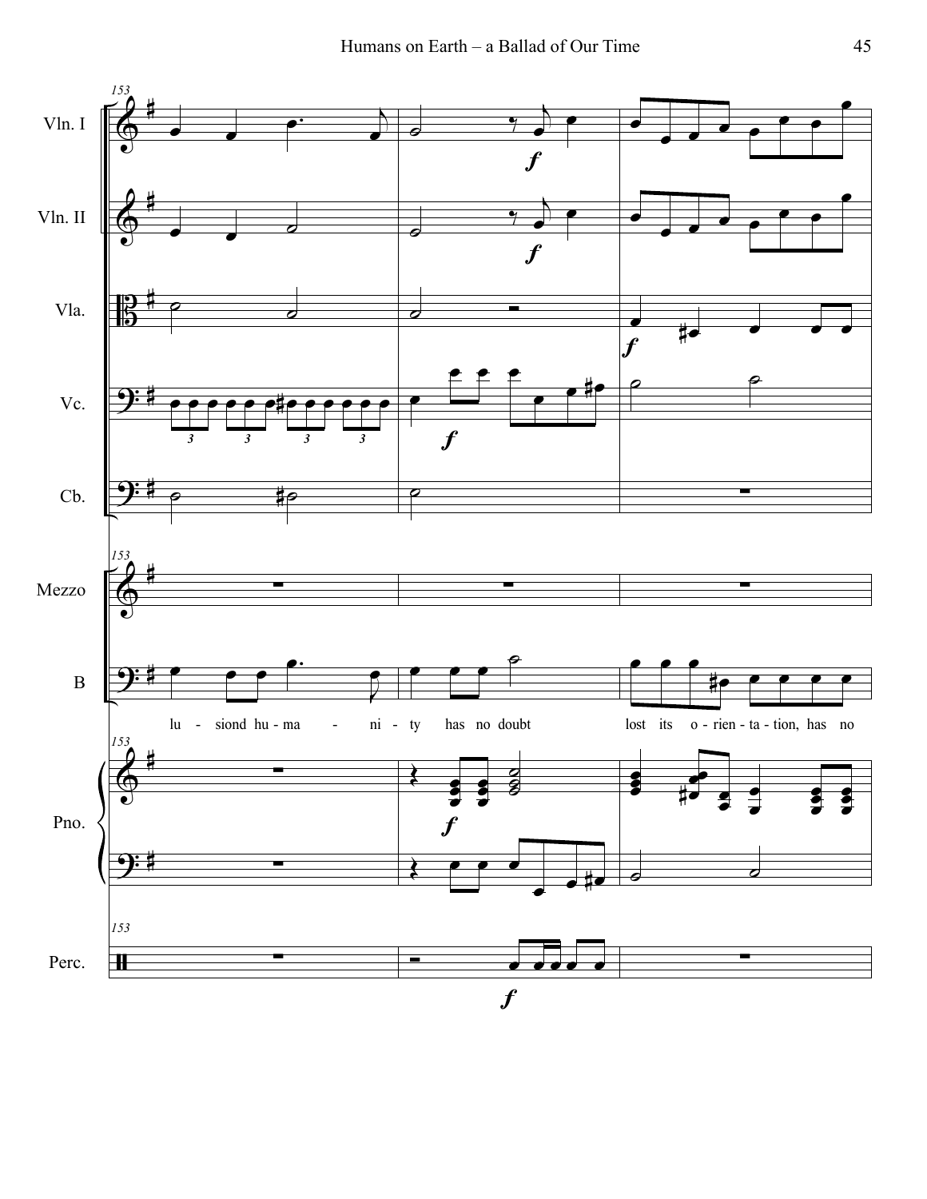lu - siond hu - ma - ni - ty has no doubt lost its o - rien - ta - tion, has no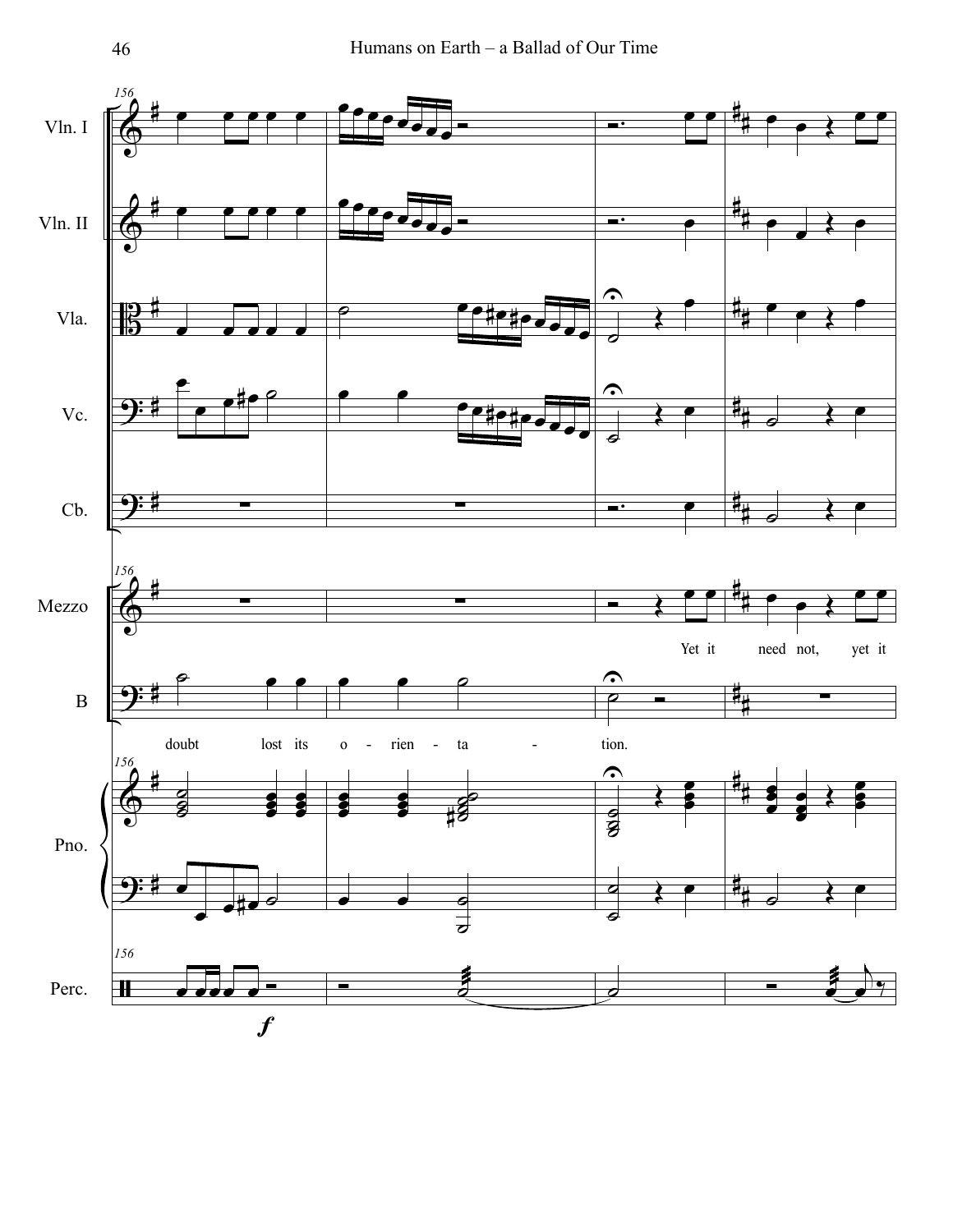156

Vln. I

Vln. II

Vla.

Vc.

Cb.

Mezzo

Yet it need not, yet it

B

doubt lost its o - rien - ta - tion.

Pno.

Perc.

*f*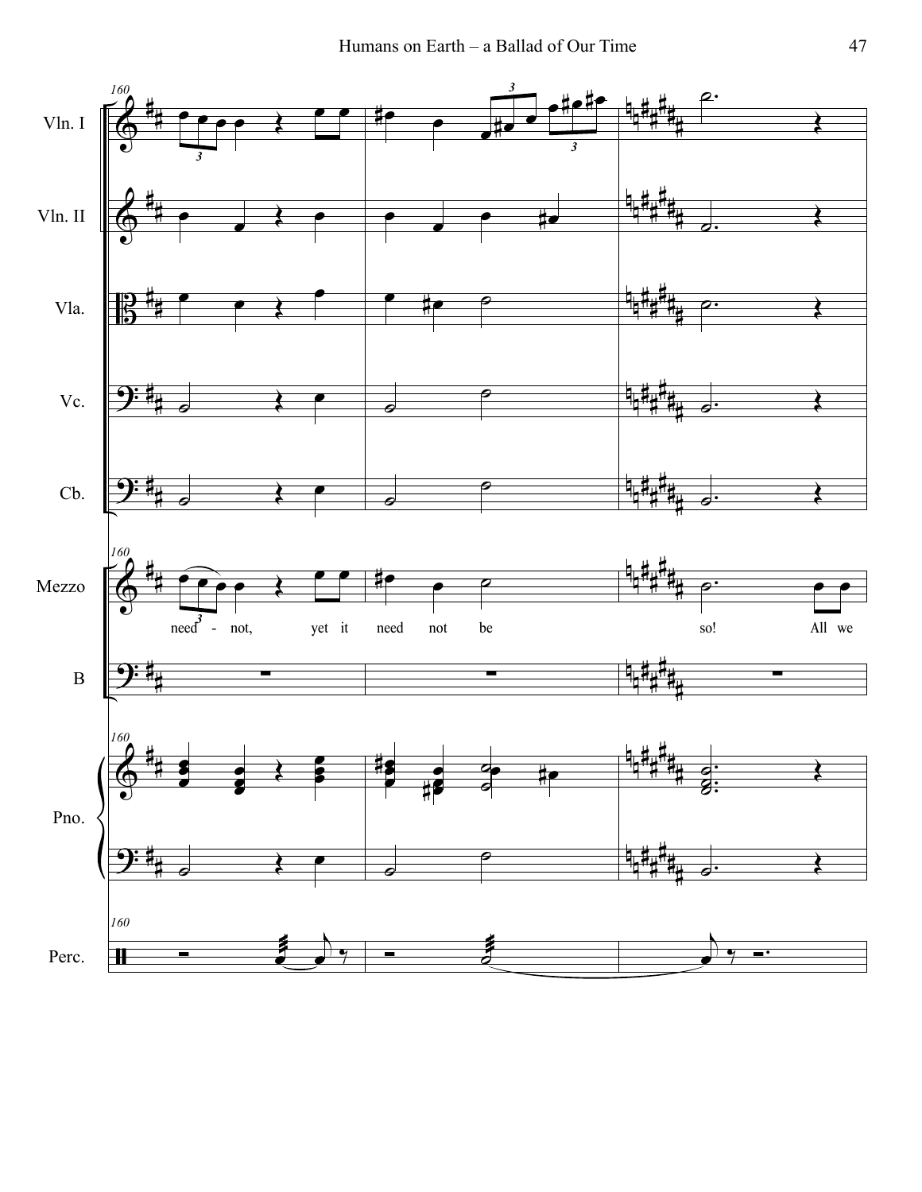Vln. I

Vln. II

Vla.

Vc.

Cb.

Mezzo

need - not, yet it need not be so! All we

B

Pno.

Perc.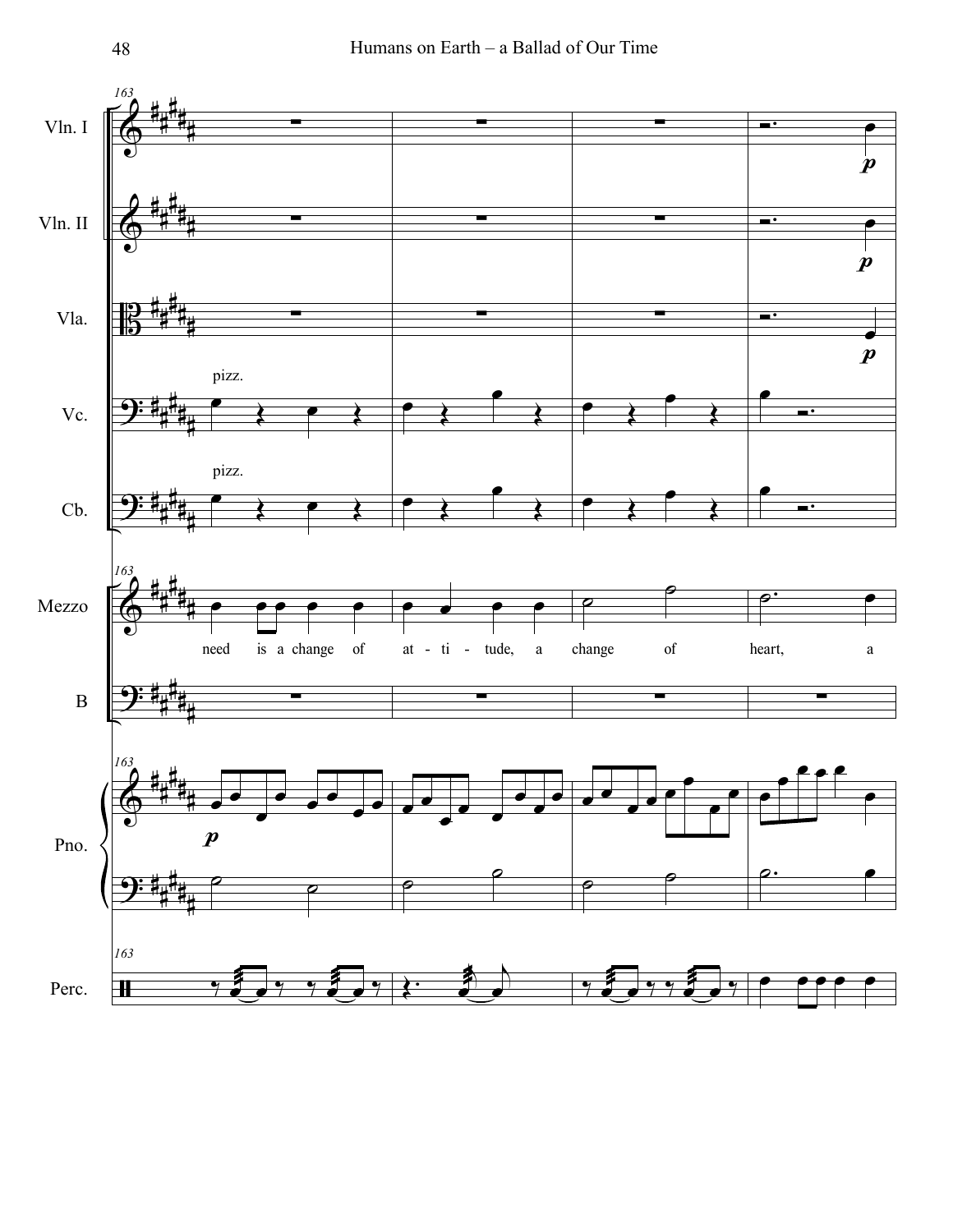Vln. I

Vln. II

Vla.

Vc.

Cb.

Mezzo

B

Pno.

Perc.

pizz.

pizz.

need is a change of at - ti - tude, a change of heart, a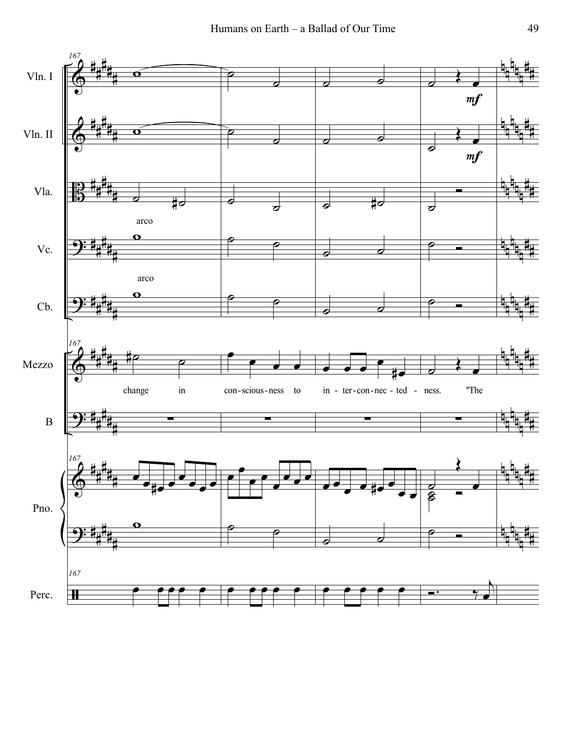Vln. I

Vln. II

Vla.

arco

Vc.

arco

Cb.

Mezzo

change in con-scious-ness to in-ter-con-nec-ted-ness. "The

B

Pno.

Perc.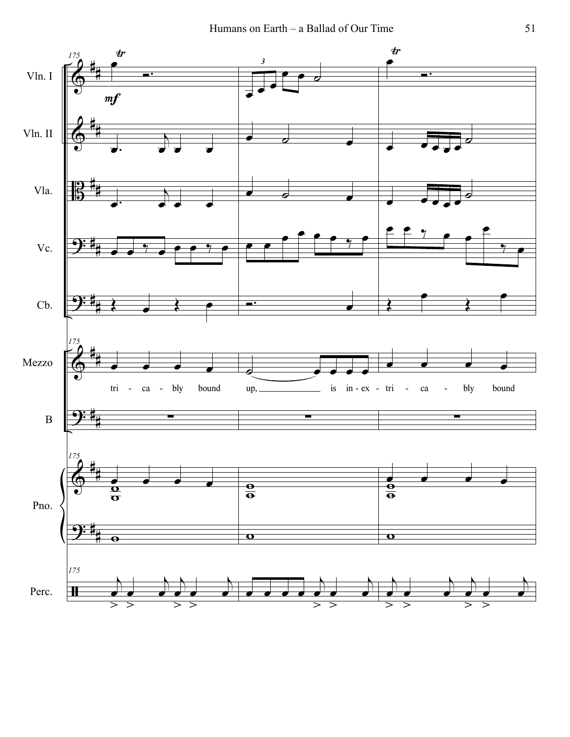Vln. I

Vln. II

Vla.

Vc.

Cb.

Mezzo

tri - ca - bly bound up, is in - ex - tri - ca - bly bound

B

Pno.

Perc.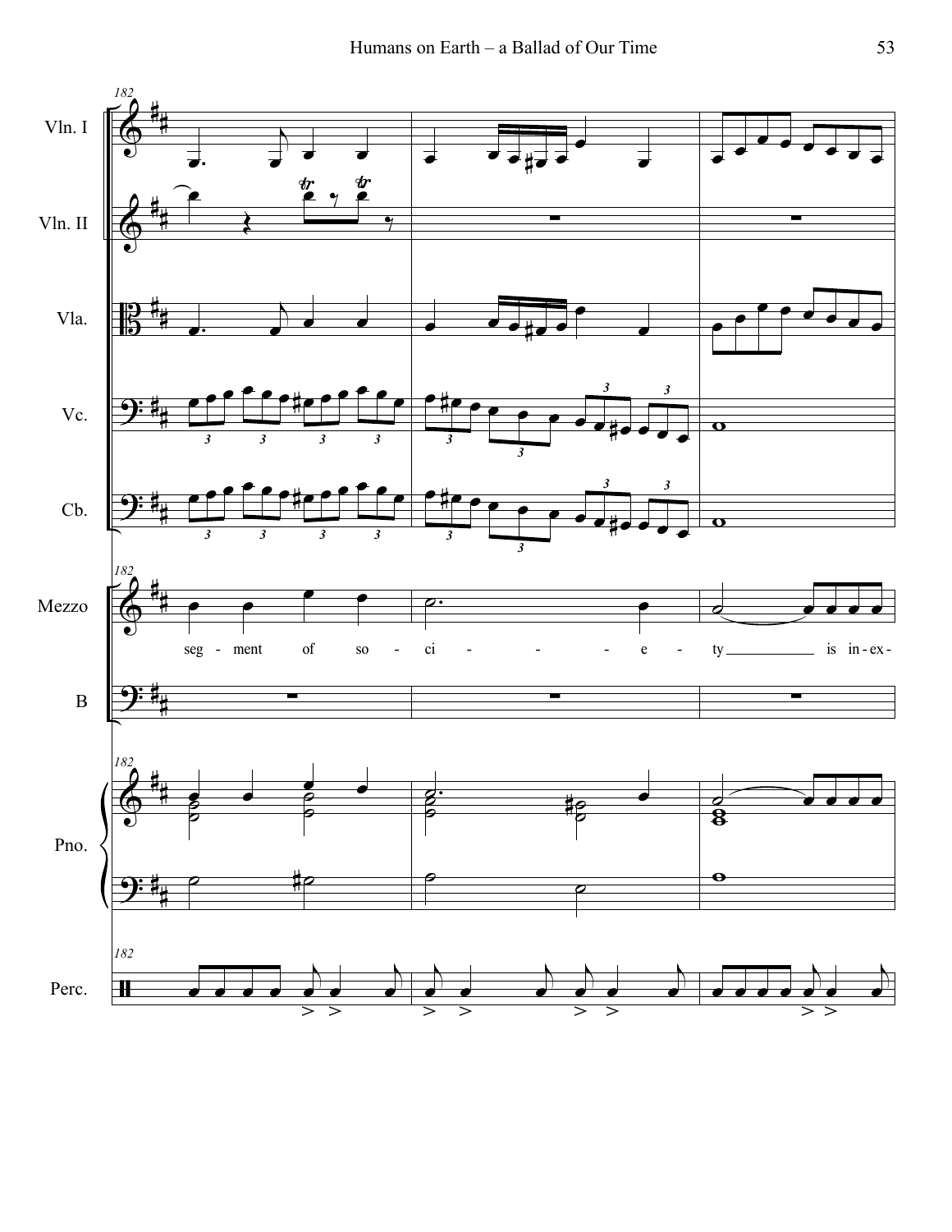182

Vln. I

Vln. II

Vla.

Vc.

Cb.

Mezzo

seg - ment of so - ci - - - e - ty is in - ex -

B

Pno.

Perc.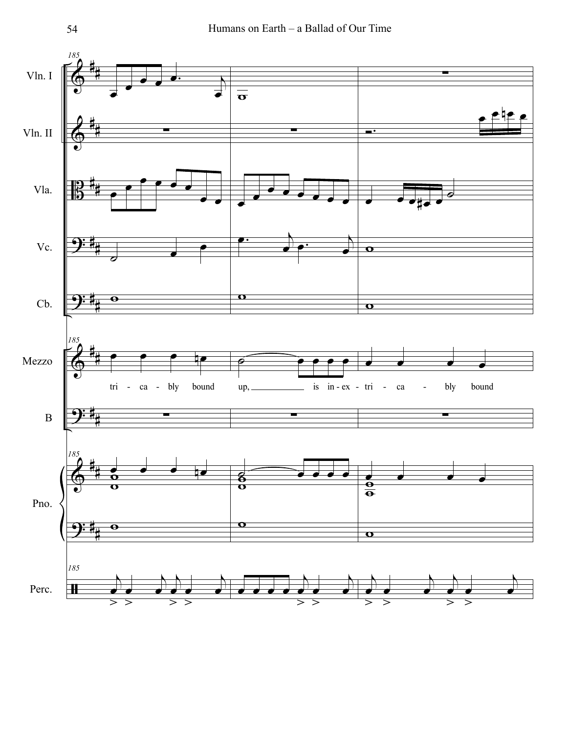Vln. I

Vln. II

Vla.

Vc.

Cb.

Mezzo

tri - ca - bly bound up, is in - ex - tri - ca - bly bound

B

Pno.

Perc.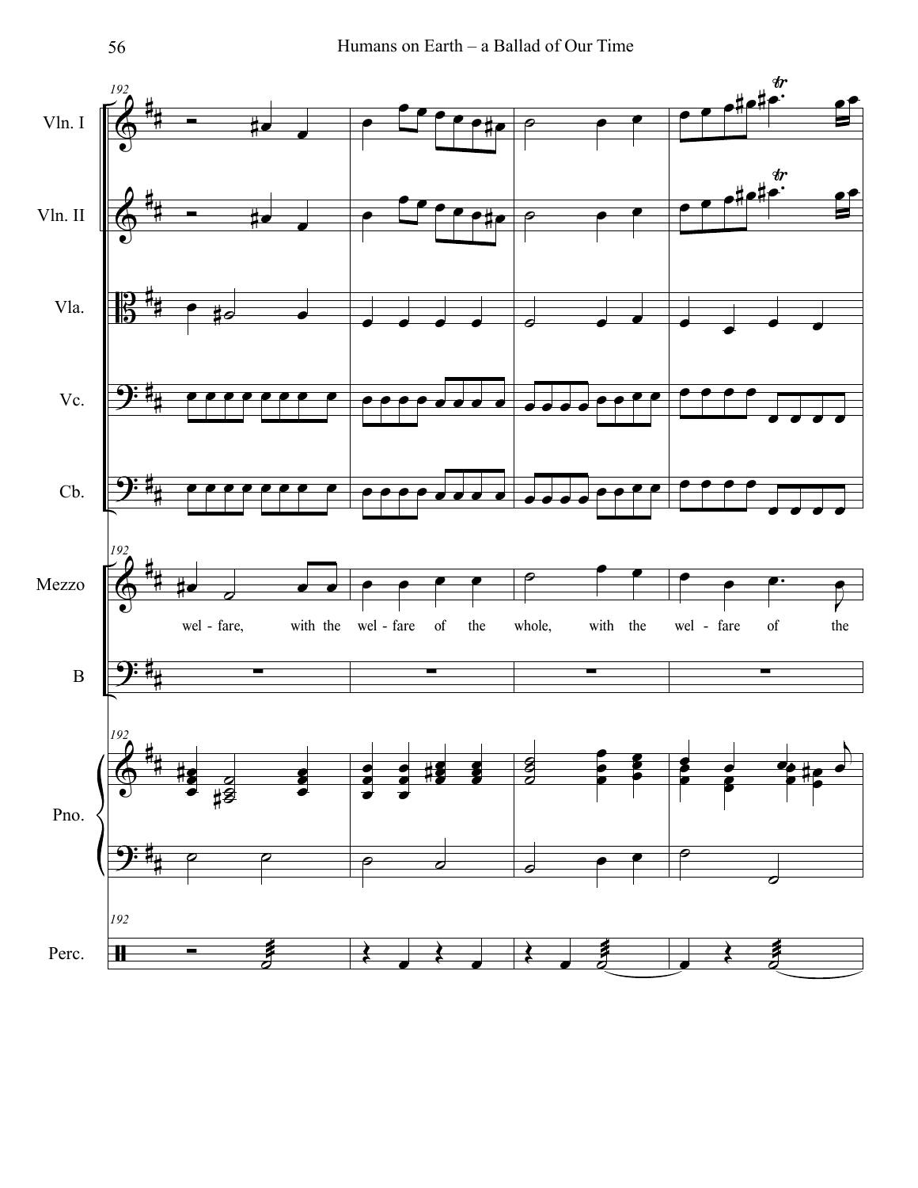Vln. I

Vln. II

Vla.

Vc.

Cb.

Mezzo

wel - fare, with the wel - fare of the whole, with the wel - fare of the

B

Pno.

Perc.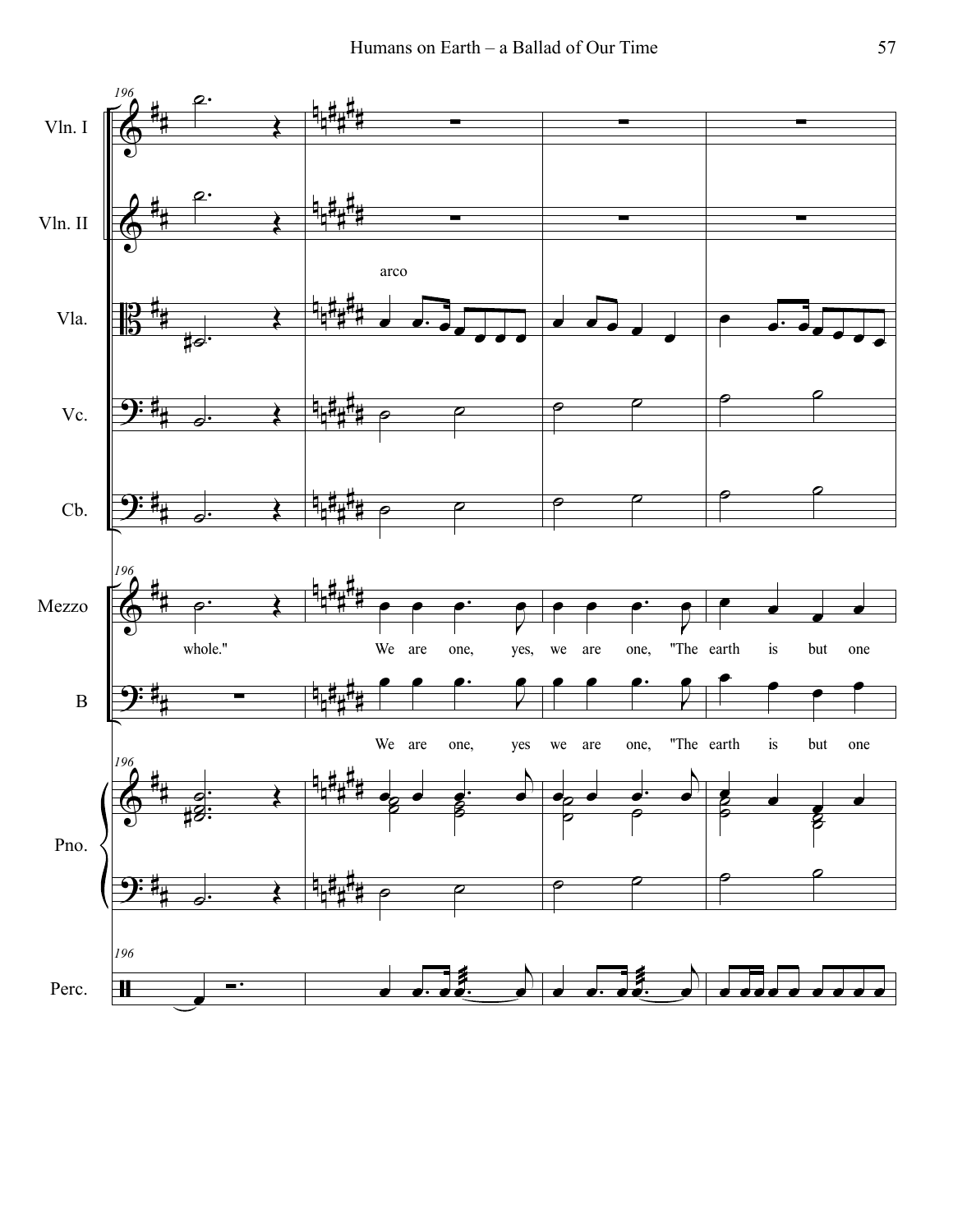Vln. I

Vln. II

Vla.

arco

Vc.

Cb.

Mezzo

whole." We are one, yes, we are one, "The earth is but one

B

We are one, yes we are one, "The earth is but one

Pno.

Perc.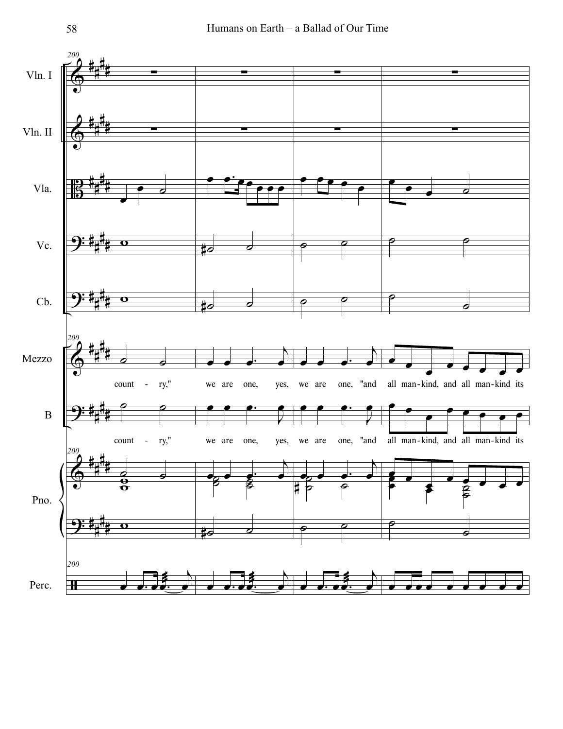Vln. I

Vln. II

Vla.

Vc.

Cb.

Mezzo

count - ry," we are one, yes, we are one, "and all man-kind, and all man-kind its

B

count - ry," we are one, yes, we are one, "and all man-kind, and all man-kind its

Pno.

Perc.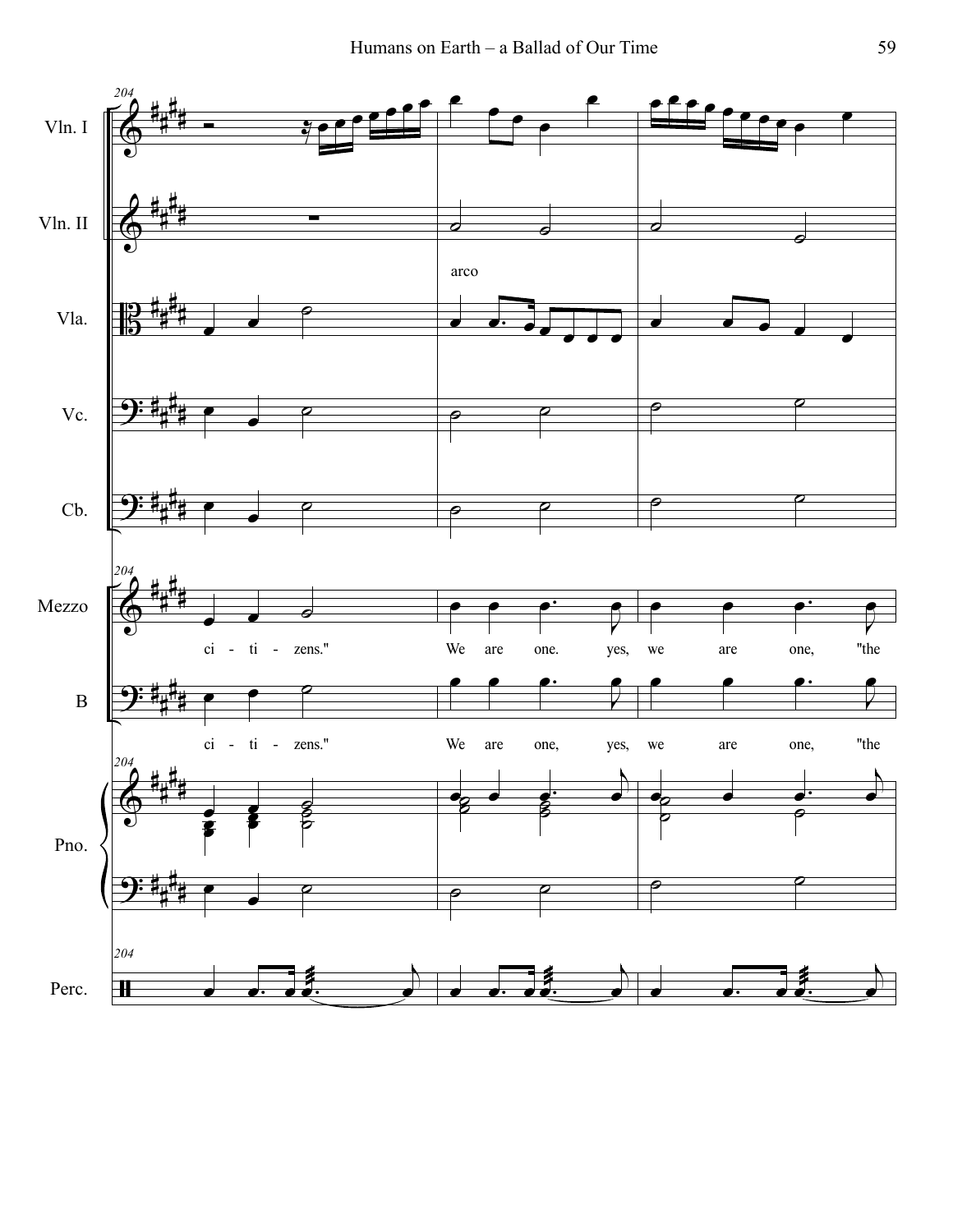204

Vln. I

Vln. II

arco

Vla.

Vc.

Cb.

Mezzo

ci - ti - zens." We are one. yes, we are one, "the

B

ci - ti - zens." We are one, yes, we are one, "the

Pno.

Perc.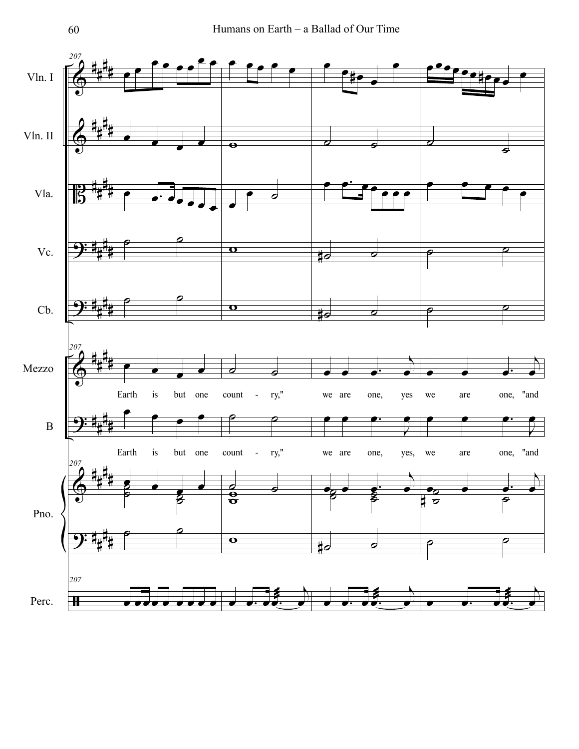Vln. I

Vln. II

Vla.

Vc.

Cb.

Mezzo

Earth is but one count - ry," we are one, yes we are one, "and

B

Earth is but one count - ry," we are one, yes, we are one, "and

Pno.

Perc.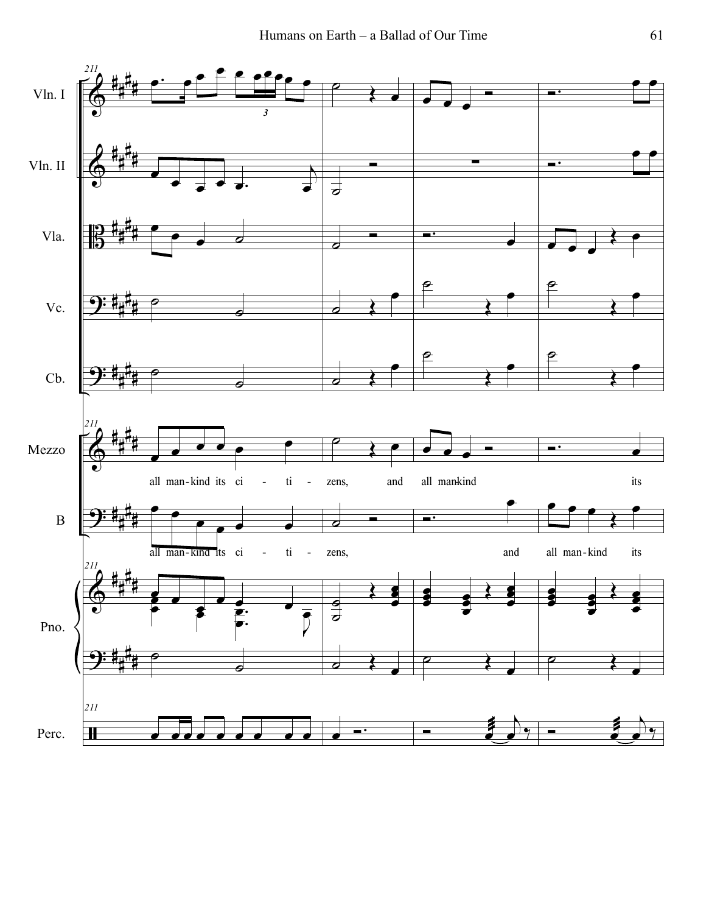Vln. I

Vln. II

Vla.

Vc.

Cb.

Mezzo

all man-kind its ci - ti - zens, and all man-kind its

B

all man-kind its ci - ti - zens, and all man-kind its

Pno.

Perc.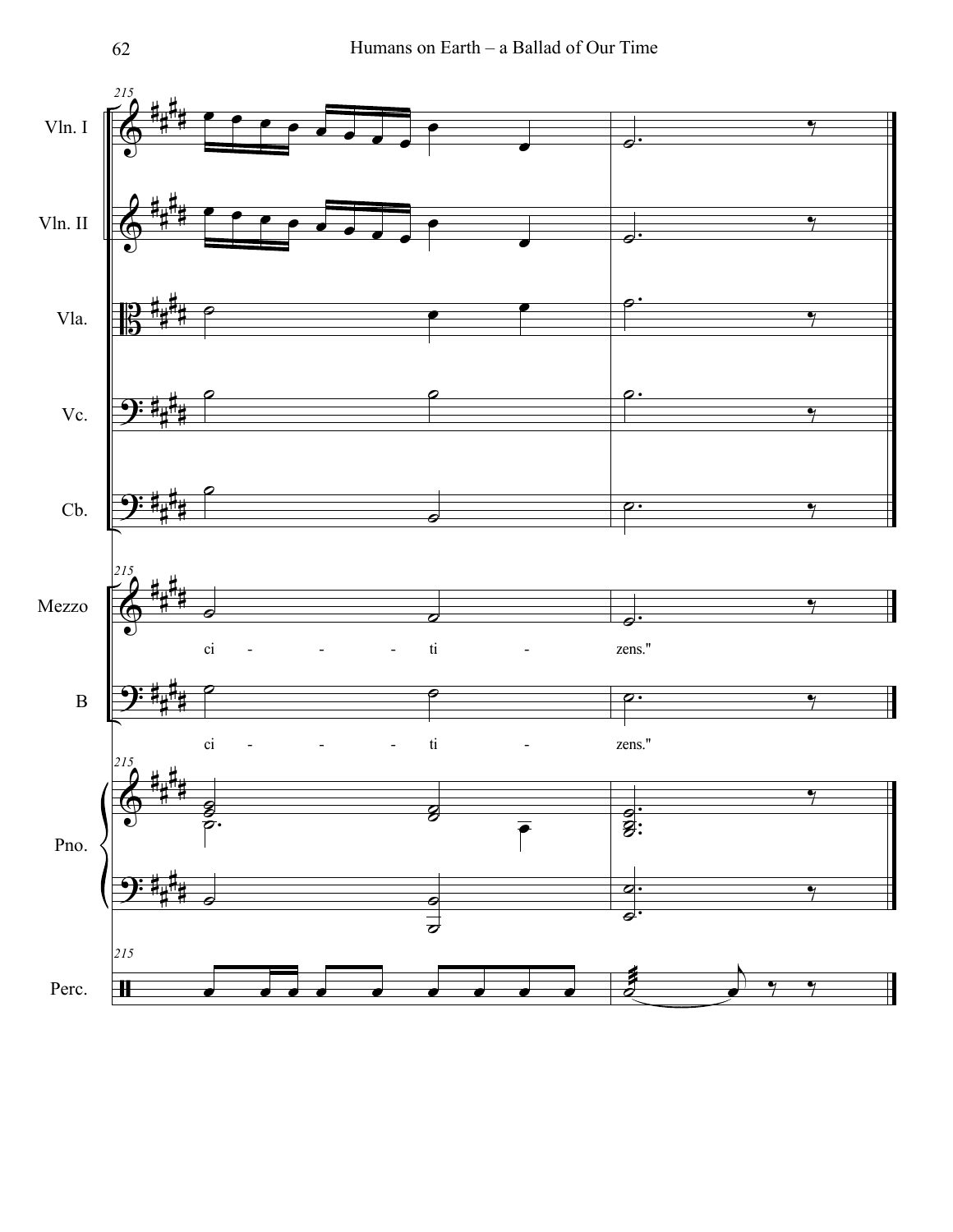215

Vln. I

Vln. II

Vla.

Vc.

Cb.

215

Mezzo

ci - - - ti - zens."

B

ci - - - ti - zens."

215

Pno.

215

Perc.